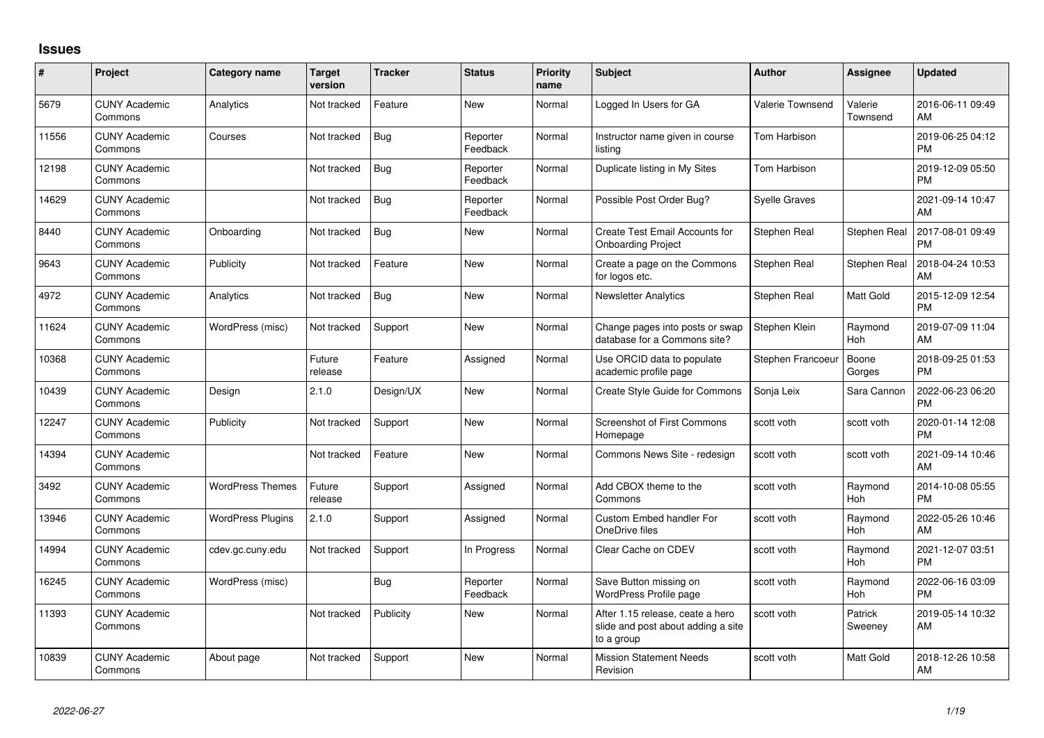# Issues

| # | Project | Category name | Target version | Tracker | Status | Priority name | Subject | Author | Assignee | Updated |
|---|---|---|---|---|---|---|---|---|---|---|
| 5679 | CUNY Academic Commons | Analytics | Not tracked | Feature | New | Normal | Logged In Users for GA | Valerie Townsend | Valerie Townsend | 2016-06-11 09:49 AM |
| 11556 | CUNY Academic Commons | Courses | Not tracked | Bug | Reporter Feedback | Normal | Instructor name given in course listing | Tom Harbison | | 2019-06-25 04:12 PM |
| 12198 | CUNY Academic Commons | | Not tracked | Bug | Reporter Feedback | Normal | Duplicate listing in My Sites | Tom Harbison | | 2019-12-09 05:50 PM |
| 14629 | CUNY Academic Commons | | Not tracked | Bug | Reporter Feedback | Normal | Possible Post Order Bug? | Syelle Graves | | 2021-09-14 10:47 AM |
| 8440 | CUNY Academic Commons | Onboarding | Not tracked | Bug | New | Normal | Create Test Email Accounts for Onboarding Project | Stephen Real | Stephen Real | 2017-08-01 09:49 PM |
| 9643 | CUNY Academic Commons | Publicity | Not tracked | Feature | New | Normal | Create a page on the Commons for logos etc. | Stephen Real | Stephen Real | 2018-04-24 10:53 AM |
| 4972 | CUNY Academic Commons | Analytics | Not tracked | Bug | New | Normal | Newsletter Analytics | Stephen Real | Matt Gold | 2015-12-09 12:54 PM |
| 11624 | CUNY Academic Commons | WordPress (misc) | Not tracked | Support | New | Normal | Change pages into posts or swap database for a Commons site? | Stephen Klein | Raymond Hoh | 2019-07-09 11:04 AM |
| 10368 | CUNY Academic Commons | | Future release | Feature | Assigned | Normal | Use ORCID data to populate academic profile page | Stephen Francoeur | Boone Gorges | 2018-09-25 01:53 PM |
| 10439 | CUNY Academic Commons | Design | 2.1.0 | Design/UX | New | Normal | Create Style Guide for Commons | Sonja Leix | Sara Cannon | 2022-06-23 06:20 PM |
| 12247 | CUNY Academic Commons | Publicity | Not tracked | Support | New | Normal | Screenshot of First Commons Homepage | scott voth | scott voth | 2020-01-14 12:08 PM |
| 14394 | CUNY Academic Commons | | Not tracked | Feature | New | Normal | Commons News Site - redesign | scott voth | scott voth | 2021-09-14 10:46 AM |
| 3492 | CUNY Academic Commons | WordPress Themes | Future release | Support | Assigned | Normal | Add CBOX theme to the Commons | scott voth | Raymond Hoh | 2014-10-08 05:55 PM |
| 13946 | CUNY Academic Commons | WordPress Plugins | 2.1.0 | Support | Assigned | Normal | Custom Embed handler For OneDrive files | scott voth | Raymond Hoh | 2022-05-26 10:46 AM |
| 14994 | CUNY Academic Commons | cdev.gc.cuny.edu | Not tracked | Support | In Progress | Normal | Clear Cache on CDEV | scott voth | Raymond Hoh | 2021-12-07 03:51 PM |
| 16245 | CUNY Academic Commons | WordPress (misc) | | Bug | Reporter Feedback | Normal | Save Button missing on WordPress Profile page | scott voth | Raymond Hoh | 2022-06-16 03:09 PM |
| 11393 | CUNY Academic Commons | | Not tracked | Publicity | New | Normal | After 1.15 release, ceate a hero slide and post about adding a site to a group | scott voth | Patrick Sweeney | 2019-05-14 10:32 AM |
| 10839 | CUNY Academic Commons | About page | Not tracked | Support | New | Normal | Mission Statement Needs Revision | scott voth | Matt Gold | 2018-12-26 10:58 AM |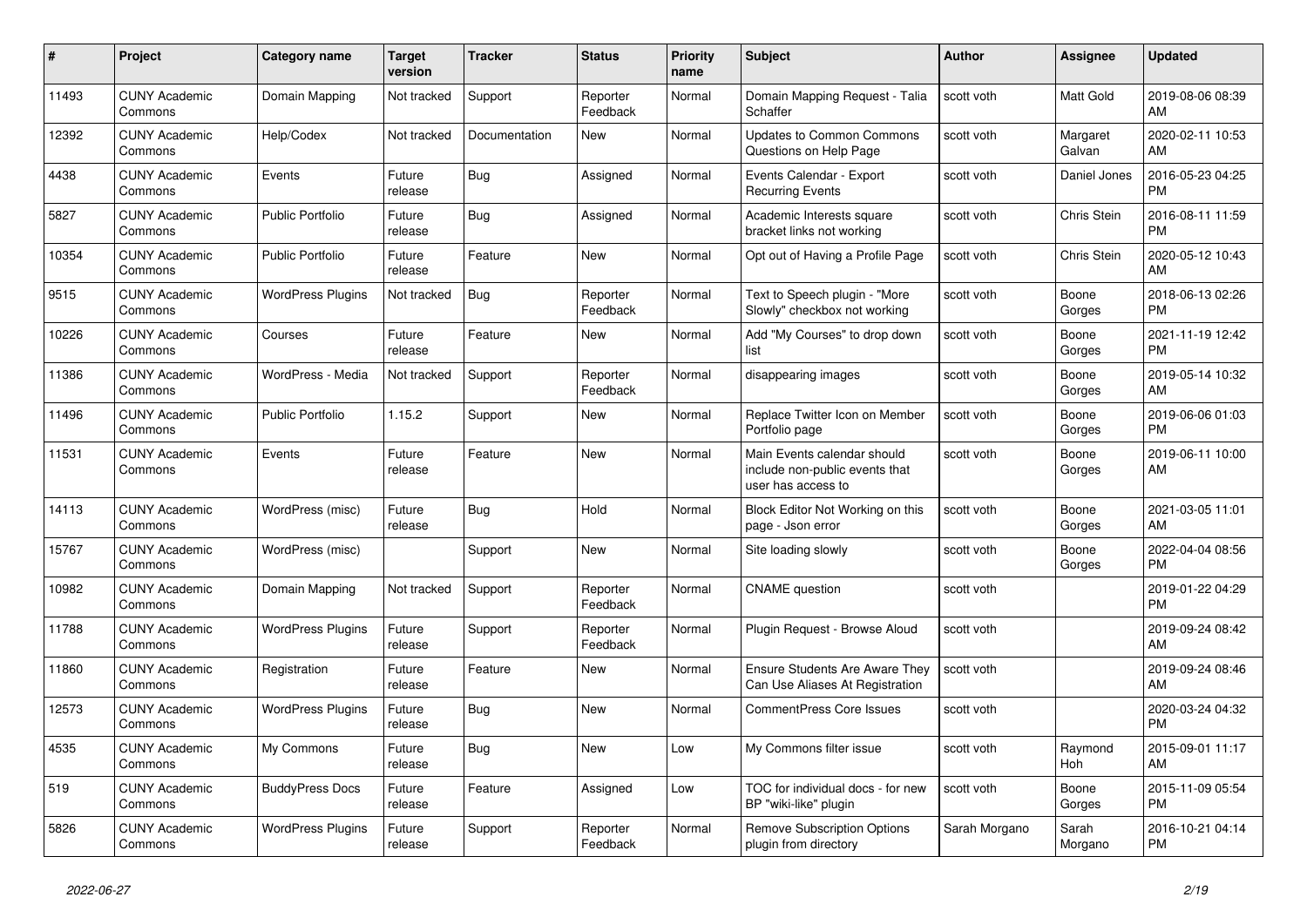| # | Project | Category name | Target version | Tracker | Status | Priority name | Subject | Author | Assignee | Updated |
|---|---|---|---|---|---|---|---|---|---|---|
| 11493 | CUNY Academic Commons | Domain Mapping | Not tracked | Support | Reporter Feedback | Normal | Domain Mapping Request - Talia Schaffer | scott voth | Matt Gold | 2019-08-06 08:39 AM |
| 12392 | CUNY Academic Commons | Help/Codex | Not tracked | Documentation | New | Normal | Updates to Common Commons Questions on Help Page | scott voth | Margaret Galvan | 2020-02-11 10:53 AM |
| 4438 | CUNY Academic Commons | Events | Future release | Bug | Assigned | Normal | Events Calendar - Export Recurring Events | scott voth | Daniel Jones | 2016-05-23 04:25 PM |
| 5827 | CUNY Academic Commons | Public Portfolio | Future release | Bug | Assigned | Normal | Academic Interests square bracket links not working | scott voth | Chris Stein | 2016-08-11 11:59 PM |
| 10354 | CUNY Academic Commons | Public Portfolio | Future release | Feature | New | Normal | Opt out of Having a Profile Page | scott voth | Chris Stein | 2020-05-12 10:43 AM |
| 9515 | CUNY Academic Commons | WordPress Plugins | Not tracked | Bug | Reporter Feedback | Normal | Text to Speech plugin - "More Slowly" checkbox not working | scott voth | Boone Gorges | 2018-06-13 02:26 PM |
| 10226 | CUNY Academic Commons | Courses | Future release | Feature | New | Normal | Add "My Courses" to drop down list | scott voth | Boone Gorges | 2021-11-19 12:42 PM |
| 11386 | CUNY Academic Commons | WordPress - Media | Not tracked | Support | Reporter Feedback | Normal | disappearing images | scott voth | Boone Gorges | 2019-05-14 10:32 AM |
| 11496 | CUNY Academic Commons | Public Portfolio | 1.15.2 | Support | New | Normal | Replace Twitter Icon on Member Portfolio page | scott voth | Boone Gorges | 2019-06-06 01:03 PM |
| 11531 | CUNY Academic Commons | Events | Future release | Feature | New | Normal | Main Events calendar should include non-public events that user has access to | scott voth | Boone Gorges | 2019-06-11 10:00 AM |
| 14113 | CUNY Academic Commons | WordPress (misc) | Future release | Bug | Hold | Normal | Block Editor Not Working on this page - Json error | scott voth | Boone Gorges | 2021-03-05 11:01 AM |
| 15767 | CUNY Academic Commons | WordPress (misc) | | Support | New | Normal | Site loading slowly | scott voth | Boone Gorges | 2022-04-04 08:56 PM |
| 10982 | CUNY Academic Commons | Domain Mapping | Not tracked | Support | Reporter Feedback | Normal | CNAME question | scott voth | | 2019-01-22 04:29 PM |
| 11788 | CUNY Academic Commons | WordPress Plugins | Future release | Support | Reporter Feedback | Normal | Plugin Request - Browse Aloud | scott voth | | 2019-09-24 08:42 AM |
| 11860 | CUNY Academic Commons | Registration | Future release | Feature | New | Normal | Ensure Students Are Aware They Can Use Aliases At Registration | scott voth | | 2019-09-24 08:46 AM |
| 12573 | CUNY Academic Commons | WordPress Plugins | Future release | Bug | New | Normal | CommentPress Core Issues | scott voth | | 2020-03-24 04:32 PM |
| 4535 | CUNY Academic Commons | My Commons | Future release | Bug | New | Low | My Commons filter issue | scott voth | Raymond Hoh | 2015-09-01 11:17 AM |
| 519 | CUNY Academic Commons | BuddyPress Docs | Future release | Feature | Assigned | Low | TOC for individual docs - for new BP "wiki-like" plugin | scott voth | Boone Gorges | 2015-11-09 05:54 PM |
| 5826 | CUNY Academic Commons | WordPress Plugins | Future release | Support | Reporter Feedback | Normal | Remove Subscription Options plugin from directory | Sarah Morgano | Sarah Morgano | 2016-10-21 04:14 PM |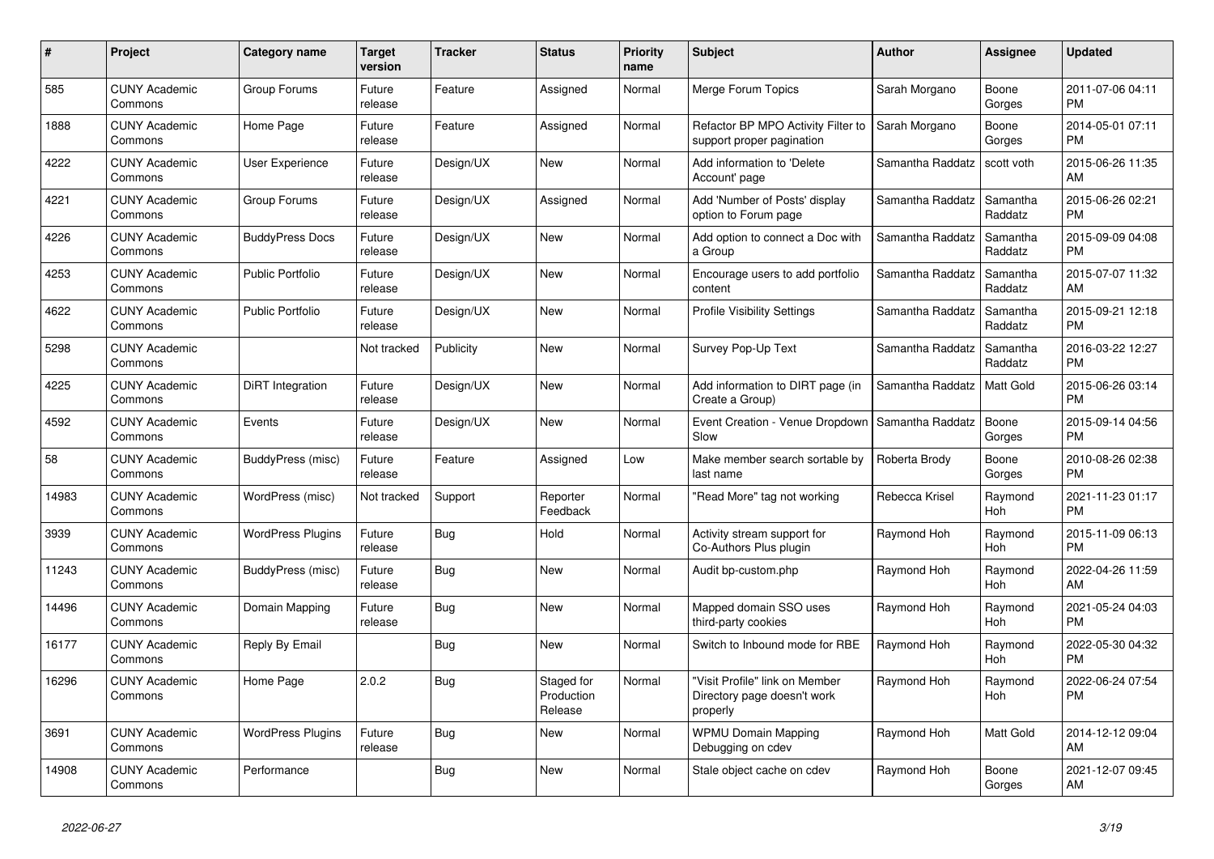| # | Project | Category name | Target version | Tracker | Status | Priority name | Subject | Author | Assignee | Updated |
|---|---|---|---|---|---|---|---|---|---|---|
| 585 | CUNY Academic Commons | Group Forums | Future release | Feature | Assigned | Normal | Merge Forum Topics | Sarah Morgano | Boone Gorges | 2011-07-06 04:11 PM |
| 1888 | CUNY Academic Commons | Home Page | Future release | Feature | Assigned | Normal | Refactor BP MPO Activity Filter to support proper pagination | Sarah Morgano | Boone Gorges | 2014-05-01 07:11 PM |
| 4222 | CUNY Academic Commons | User Experience | Future release | Design/UX | New | Normal | Add information to 'Delete Account' page | Samantha Raddatz | scott voth | 2015-06-26 11:35 AM |
| 4221 | CUNY Academic Commons | Group Forums | Future release | Design/UX | Assigned | Normal | Add 'Number of Posts' display option to Forum page | Samantha Raddatz | Samantha Raddatz | 2015-06-26 02:21 PM |
| 4226 | CUNY Academic Commons | BuddyPress Docs | Future release | Design/UX | New | Normal | Add option to connect a Doc with a Group | Samantha Raddatz | Samantha Raddatz | 2015-09-09 04:08 PM |
| 4253 | CUNY Academic Commons | Public Portfolio | Future release | Design/UX | New | Normal | Encourage users to add portfolio content | Samantha Raddatz | Samantha Raddatz | 2015-07-07 11:32 AM |
| 4622 | CUNY Academic Commons | Public Portfolio | Future release | Design/UX | New | Normal | Profile Visibility Settings | Samantha Raddatz | Samantha Raddatz | 2015-09-21 12:18 PM |
| 5298 | CUNY Academic Commons | | Not tracked | Publicity | New | Normal | Survey Pop-Up Text | Samantha Raddatz | Samantha Raddatz | 2016-03-22 12:27 PM |
| 4225 | CUNY Academic Commons | DiRT Integration | Future release | Design/UX | New | Normal | Add information to DIRT page (in Create a Group) | Samantha Raddatz | Matt Gold | 2015-06-26 03:14 PM |
| 4592 | CUNY Academic Commons | Events | Future release | Design/UX | New | Normal | Event Creation - Venue Dropdown Slow | Samantha Raddatz | Boone Gorges | 2015-09-14 04:56 PM |
| 58 | CUNY Academic Commons | BuddyPress (misc) | Future release | Feature | Assigned | Low | Make member search sortable by last name | Roberta Brody | Boone Gorges | 2010-08-26 02:38 PM |
| 14983 | CUNY Academic Commons | WordPress (misc) | Not tracked | Support | Reporter Feedback | Normal | "Read More" tag not working | Rebecca Krisel | Raymond Hoh | 2021-11-23 01:17 PM |
| 3939 | CUNY Academic Commons | WordPress Plugins | Future release | Bug | Hold | Normal | Activity stream support for Co-Authors Plus plugin | Raymond Hoh | Raymond Hoh | 2015-11-09 06:13 PM |
| 11243 | CUNY Academic Commons | BuddyPress (misc) | Future release | Bug | New | Normal | Audit bp-custom.php | Raymond Hoh | Raymond Hoh | 2022-04-26 11:59 AM |
| 14496 | CUNY Academic Commons | Domain Mapping | Future release | Bug | New | Normal | Mapped domain SSO uses third-party cookies | Raymond Hoh | Raymond Hoh | 2021-05-24 04:03 PM |
| 16177 | CUNY Academic Commons | Reply By Email | | Bug | New | Normal | Switch to Inbound mode for RBE | Raymond Hoh | Raymond Hoh | 2022-05-30 04:32 PM |
| 16296 | CUNY Academic Commons | Home Page | 2.0.2 | Bug | Staged for Production Release | Normal | "Visit Profile" link on Member Directory page doesn't work properly | Raymond Hoh | Raymond Hoh | 2022-06-24 07:54 PM |
| 3691 | CUNY Academic Commons | WordPress Plugins | Future release | Bug | New | Normal | WPMU Domain Mapping Debugging on cdev | Raymond Hoh | Matt Gold | 2014-12-12 09:04 AM |
| 14908 | CUNY Academic Commons | Performance | | Bug | New | Normal | Stale object cache on cdev | Raymond Hoh | Boone Gorges | 2021-12-07 09:45 AM |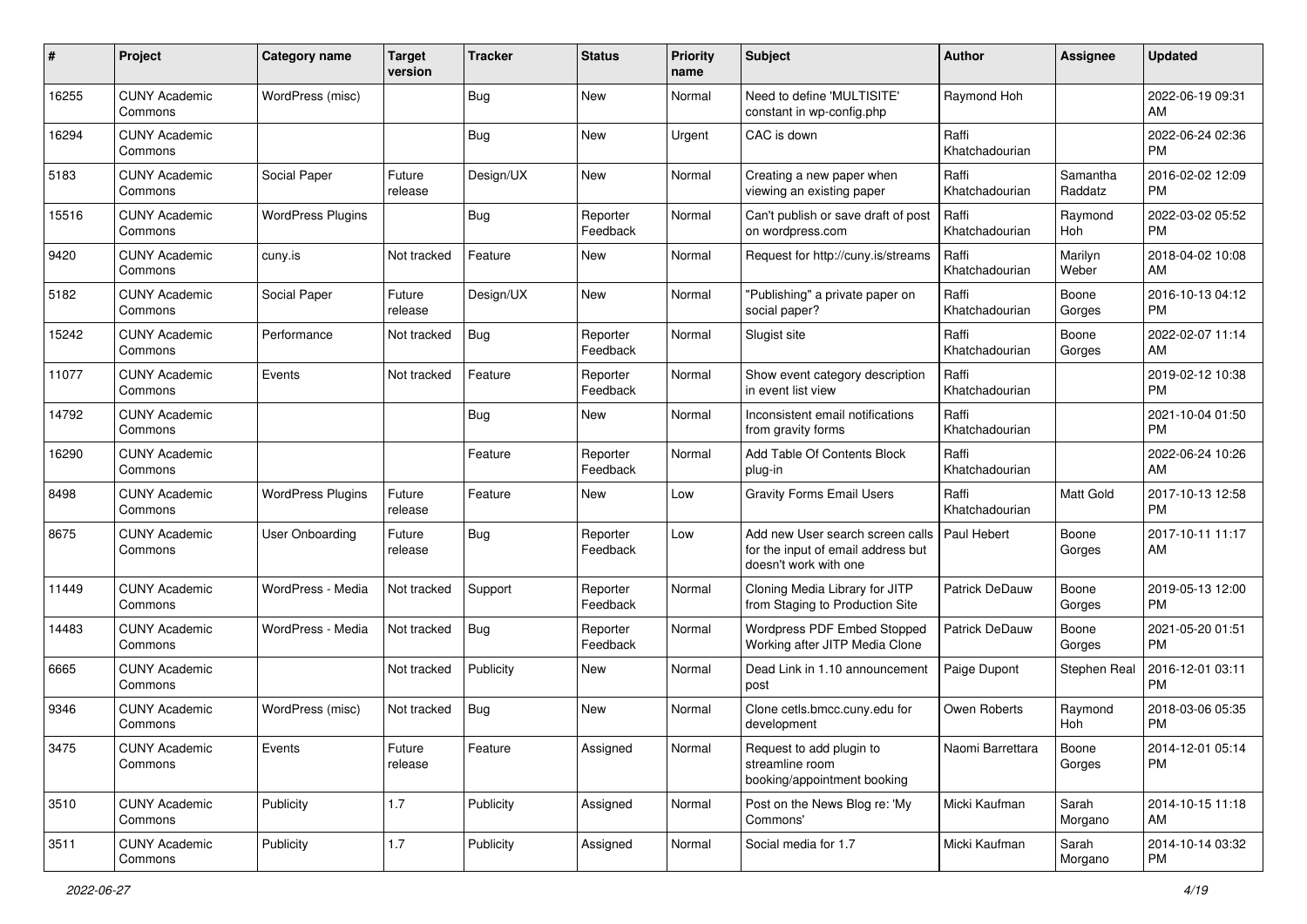| # | Project | Category name | Target version | Tracker | Status | Priority name | Subject | Author | Assignee | Updated |
|---|---|---|---|---|---|---|---|---|---|---|
| 16255 | CUNY Academic Commons | WordPress (misc) | | Bug | New | Normal | Need to define 'MULTISITE' constant in wp-config.php | Raymond Hoh | | 2022-06-19 09:31 AM |
| 16294 | CUNY Academic Commons | | | Bug | New | Urgent | CAC is down | Raffi Khatchadourian | | 2022-06-24 02:36 PM |
| 5183 | CUNY Academic Commons | Social Paper | Future release | Design/UX | New | Normal | Creating a new paper when viewing an existing paper | Raffi Khatchadourian | Samantha Raddatz | 2016-02-02 12:09 PM |
| 15516 | CUNY Academic Commons | WordPress Plugins | | Bug | Reporter Feedback | Normal | Can't publish or save draft of post on wordpress.com | Raffi Khatchadourian | Raymond Hoh | 2022-03-02 05:52 PM |
| 9420 | CUNY Academic Commons | cuny.is | Not tracked | Feature | New | Normal | Request for http://cuny.is/streams | Raffi Khatchadourian | Marilyn Weber | 2018-04-02 10:08 AM |
| 5182 | CUNY Academic Commons | Social Paper | Future release | Design/UX | New | Normal | "Publishing" a private paper on social paper? | Raffi Khatchadourian | Boone Gorges | 2016-10-13 04:12 PM |
| 15242 | CUNY Academic Commons | Performance | Not tracked | Bug | Reporter Feedback | Normal | Slugist site | Raffi Khatchadourian | Boone Gorges | 2022-02-07 11:14 AM |
| 11077 | CUNY Academic Commons | Events | Not tracked | Feature | Reporter Feedback | Normal | Show event category description in event list view | Raffi Khatchadourian | | 2019-02-12 10:38 PM |
| 14792 | CUNY Academic Commons | | | Bug | New | Normal | Inconsistent email notifications from gravity forms | Raffi Khatchadourian | | 2021-10-04 01:50 PM |
| 16290 | CUNY Academic Commons | | | Feature | Reporter Feedback | Normal | Add Table Of Contents Block plug-in | Raffi Khatchadourian | | 2022-06-24 10:26 AM |
| 8498 | CUNY Academic Commons | WordPress Plugins | Future release | Feature | New | Low | Gravity Forms Email Users | Raffi Khatchadourian | Matt Gold | 2017-10-13 12:58 PM |
| 8675 | CUNY Academic Commons | User Onboarding | Future release | Bug | Reporter Feedback | Low | Add new User search screen calls for the input of email address but doesn't work with one | Paul Hebert | Boone Gorges | 2017-10-11 11:17 AM |
| 11449 | CUNY Academic Commons | WordPress - Media | Not tracked | Support | Reporter Feedback | Normal | Cloning Media Library for JITP from Staging to Production Site | Patrick DeDauw | Boone Gorges | 2019-05-13 12:00 PM |
| 14483 | CUNY Academic Commons | WordPress - Media | Not tracked | Bug | Reporter Feedback | Normal | Wordpress PDF Embed Stopped Working after JITP Media Clone | Patrick DeDauw | Boone Gorges | 2021-05-20 01:51 PM |
| 6665 | CUNY Academic Commons | | Not tracked | Publicity | New | Normal | Dead Link in 1.10 announcement post | Paige Dupont | Stephen Real | 2016-12-01 03:11 PM |
| 9346 | CUNY Academic Commons | WordPress (misc) | Not tracked | Bug | New | Normal | Clone cetls.bmcc.cuny.edu for development | Owen Roberts | Raymond Hoh | 2018-03-06 05:35 PM |
| 3475 | CUNY Academic Commons | Events | Future release | Feature | Assigned | Normal | Request to add plugin to streamline room booking/appointment booking | Naomi Barrettara | Boone Gorges | 2014-12-01 05:14 PM |
| 3510 | CUNY Academic Commons | Publicity | 1.7 | Publicity | Assigned | Normal | Post on the News Blog re: 'My Commons' | Micki Kaufman | Sarah Morgano | 2014-10-15 11:18 AM |
| 3511 | CUNY Academic Commons | Publicity | 1.7 | Publicity | Assigned | Normal | Social media for 1.7 | Micki Kaufman | Sarah Morgano | 2014-10-14 03:32 PM |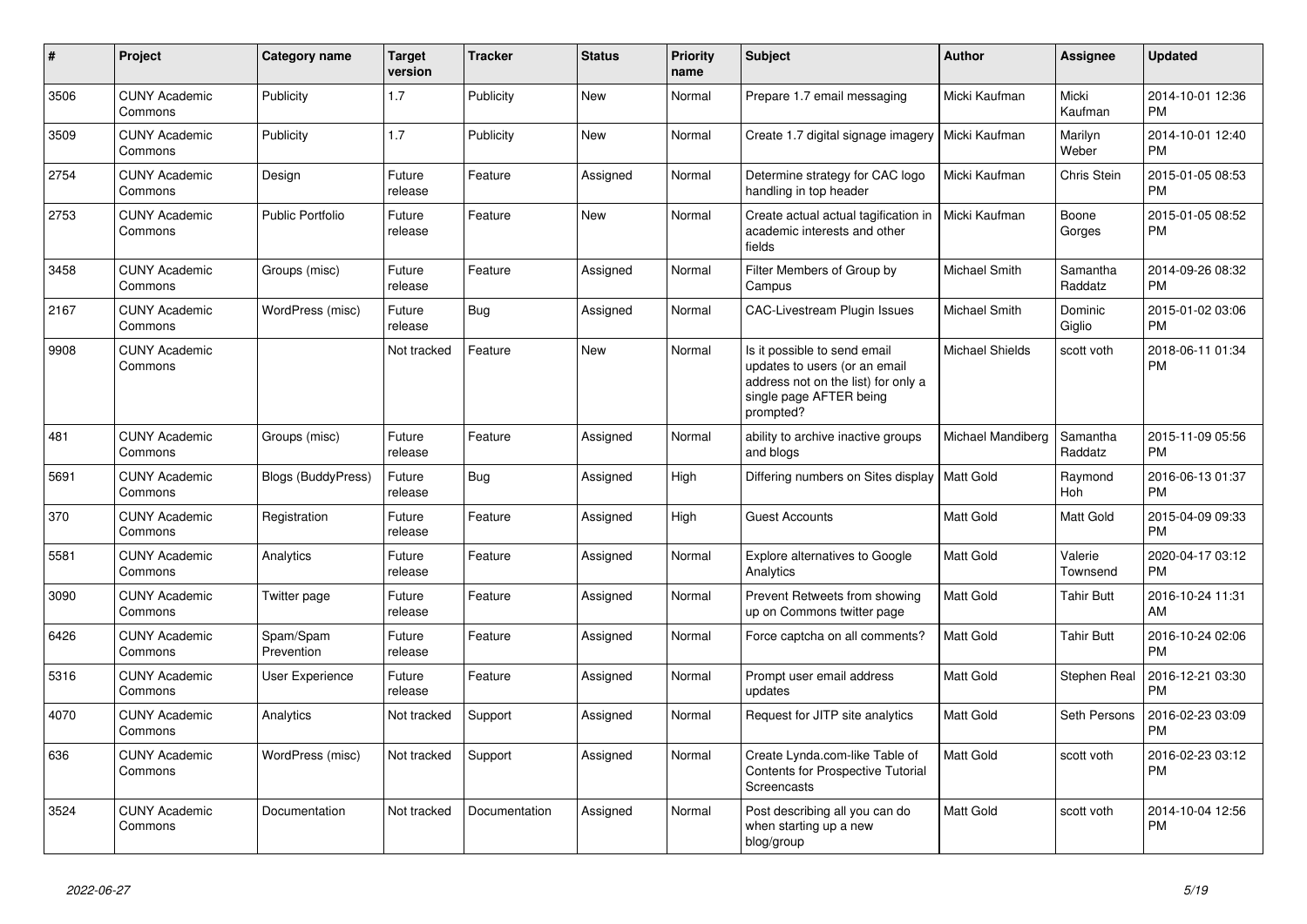| # | Project | Category name | Target version | Tracker | Status | Priority name | Subject | Author | Assignee | Updated |
|---|---|---|---|---|---|---|---|---|---|---|
| 3506 | CUNY Academic Commons | Publicity | 1.7 | Publicity | New | Normal | Prepare 1.7 email messaging | Micki Kaufman | Micki Kaufman | 2014-10-01 12:36 PM |
| 3509 | CUNY Academic Commons | Publicity | 1.7 | Publicity | New | Normal | Create 1.7 digital signage imagery | Micki Kaufman | Marilyn Weber | 2014-10-01 12:40 PM |
| 2754 | CUNY Academic Commons | Design | Future release | Feature | Assigned | Normal | Determine strategy for CAC logo handling in top header | Micki Kaufman | Chris Stein | 2015-01-05 08:53 PM |
| 2753 | CUNY Academic Commons | Public Portfolio | Future release | Feature | New | Normal | Create actual actual tagification in academic interests and other fields | Micki Kaufman | Boone Gorges | 2015-01-05 08:52 PM |
| 3458 | CUNY Academic Commons | Groups (misc) | Future release | Feature | Assigned | Normal | Filter Members of Group by Campus | Michael Smith | Samantha Raddatz | 2014-09-26 08:32 PM |
| 2167 | CUNY Academic Commons | WordPress (misc) | Future release | Bug | Assigned | Normal | CAC-Livestream Plugin Issues | Michael Smith | Dominic Giglio | 2015-01-02 03:06 PM |
| 9908 | CUNY Academic Commons | | Not tracked | Feature | New | Normal | Is it possible to send email updates to users (or an email address not on the list) for only a single page AFTER being prompted? | Michael Shields | scott voth | 2018-06-11 01:34 PM |
| 481 | CUNY Academic Commons | Groups (misc) | Future release | Feature | Assigned | Normal | ability to archive inactive groups and blogs | Michael Mandiberg | Samantha Raddatz | 2015-11-09 05:56 PM |
| 5691 | CUNY Academic Commons | Blogs (BuddyPress) | Future release | Bug | Assigned | High | Differing numbers on Sites display | Matt Gold | Raymond Hoh | 2016-06-13 01:37 PM |
| 370 | CUNY Academic Commons | Registration | Future release | Feature | Assigned | High | Guest Accounts | Matt Gold | Matt Gold | 2015-04-09 09:33 PM |
| 5581 | CUNY Academic Commons | Analytics | Future release | Feature | Assigned | Normal | Explore alternatives to Google Analytics | Matt Gold | Valerie Townsend | 2020-04-17 03:12 PM |
| 3090 | CUNY Academic Commons | Twitter page | Future release | Feature | Assigned | Normal | Prevent Retweets from showing up on Commons twitter page | Matt Gold | Tahir Butt | 2016-10-24 11:31 AM |
| 6426 | CUNY Academic Commons | Spam/Spam Prevention | Future release | Feature | Assigned | Normal | Force captcha on all comments? | Matt Gold | Tahir Butt | 2016-10-24 02:06 PM |
| 5316 | CUNY Academic Commons | User Experience | Future release | Feature | Assigned | Normal | Prompt user email address updates | Matt Gold | Stephen Real | 2016-12-21 03:30 PM |
| 4070 | CUNY Academic Commons | Analytics | Not tracked | Support | Assigned | Normal | Request for JITP site analytics | Matt Gold | Seth Persons | 2016-02-23 03:09 PM |
| 636 | CUNY Academic Commons | WordPress (misc) | Not tracked | Support | Assigned | Normal | Create Lynda.com-like Table of Contents for Prospective Tutorial Screencasts | Matt Gold | scott voth | 2016-02-23 03:12 PM |
| 3524 | CUNY Academic Commons | Documentation | Not tracked | Documentation | Assigned | Normal | Post describing all you can do when starting up a new blog/group | Matt Gold | scott voth | 2014-10-04 12:56 PM |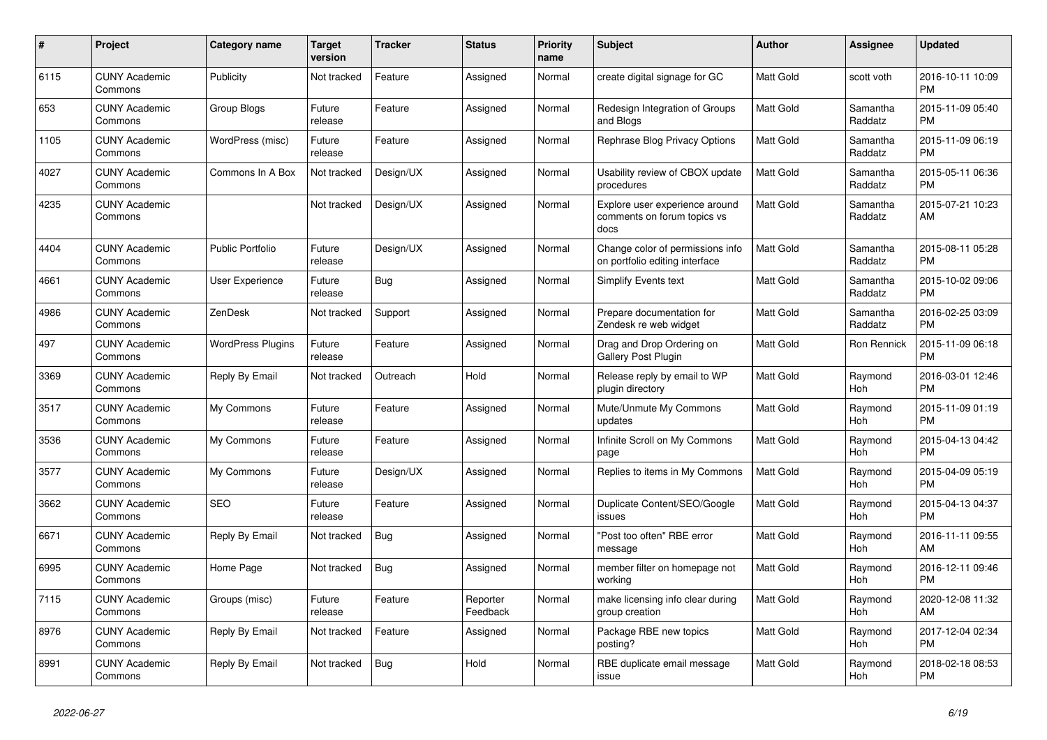| # | Project | Category name | Target version | Tracker | Status | Priority name | Subject | Author | Assignee | Updated |
|---|---|---|---|---|---|---|---|---|---|---|
| 6115 | CUNY Academic Commons | Publicity | Not tracked | Feature | Assigned | Normal | create digital signage for GC | Matt Gold | scott voth | 2016-10-11 10:09 PM |
| 653 | CUNY Academic Commons | Group Blogs | Future release | Feature | Assigned | Normal | Redesign Integration of Groups and Blogs | Matt Gold | Samantha Raddatz | 2015-11-09 05:40 PM |
| 1105 | CUNY Academic Commons | WordPress (misc) | Future release | Feature | Assigned | Normal | Rephrase Blog Privacy Options | Matt Gold | Samantha Raddatz | 2015-11-09 06:19 PM |
| 4027 | CUNY Academic Commons | Commons In A Box | Not tracked | Design/UX | Assigned | Normal | Usability review of CBOX update procedures | Matt Gold | Samantha Raddatz | 2015-05-11 06:36 PM |
| 4235 | CUNY Academic Commons | | Not tracked | Design/UX | Assigned | Normal | Explore user experience around comments on forum topics vs docs | Matt Gold | Samantha Raddatz | 2015-07-21 10:23 AM |
| 4404 | CUNY Academic Commons | Public Portfolio | Future release | Design/UX | Assigned | Normal | Change color of permissions info on portfolio editing interface | Matt Gold | Samantha Raddatz | 2015-08-11 05:28 PM |
| 4661 | CUNY Academic Commons | User Experience | Future release | Bug | Assigned | Normal | Simplify Events text | Matt Gold | Samantha Raddatz | 2015-10-02 09:06 PM |
| 4986 | CUNY Academic Commons | ZenDesk | Not tracked | Support | Assigned | Normal | Prepare documentation for Zendesk re web widget | Matt Gold | Samantha Raddatz | 2016-02-25 03:09 PM |
| 497 | CUNY Academic Commons | WordPress Plugins | Future release | Feature | Assigned | Normal | Drag and Drop Ordering on Gallery Post Plugin | Matt Gold | Ron Rennick | 2015-11-09 06:18 PM |
| 3369 | CUNY Academic Commons | Reply By Email | Not tracked | Outreach | Hold | Normal | Release reply by email to WP plugin directory | Matt Gold | Raymond Hoh | 2016-03-01 12:46 PM |
| 3517 | CUNY Academic Commons | My Commons | Future release | Feature | Assigned | Normal | Mute/Unmute My Commons updates | Matt Gold | Raymond Hoh | 2015-11-09 01:19 PM |
| 3536 | CUNY Academic Commons | My Commons | Future release | Feature | Assigned | Normal | Infinite Scroll on My Commons page | Matt Gold | Raymond Hoh | 2015-04-13 04:42 PM |
| 3577 | CUNY Academic Commons | My Commons | Future release | Design/UX | Assigned | Normal | Replies to items in My Commons | Matt Gold | Raymond Hoh | 2015-04-09 05:19 PM |
| 3662 | CUNY Academic Commons | SEO | Future release | Feature | Assigned | Normal | Duplicate Content/SEO/Google issues | Matt Gold | Raymond Hoh | 2015-04-13 04:37 PM |
| 6671 | CUNY Academic Commons | Reply By Email | Not tracked | Bug | Assigned | Normal | "Post too often" RBE error message | Matt Gold | Raymond Hoh | 2016-11-11 09:55 AM |
| 6995 | CUNY Academic Commons | Home Page | Not tracked | Bug | Assigned | Normal | member filter on homepage not working | Matt Gold | Raymond Hoh | 2016-12-11 09:46 PM |
| 7115 | CUNY Academic Commons | Groups (misc) | Future release | Feature | Reporter Feedback | Normal | make licensing info clear during group creation | Matt Gold | Raymond Hoh | 2020-12-08 11:32 AM |
| 8976 | CUNY Academic Commons | Reply By Email | Not tracked | Feature | Assigned | Normal | Package RBE new topics posting? | Matt Gold | Raymond Hoh | 2017-12-04 02:34 PM |
| 8991 | CUNY Academic Commons | Reply By Email | Not tracked | Bug | Hold | Normal | RBE duplicate email message issue | Matt Gold | Raymond Hoh | 2018-02-18 08:53 PM |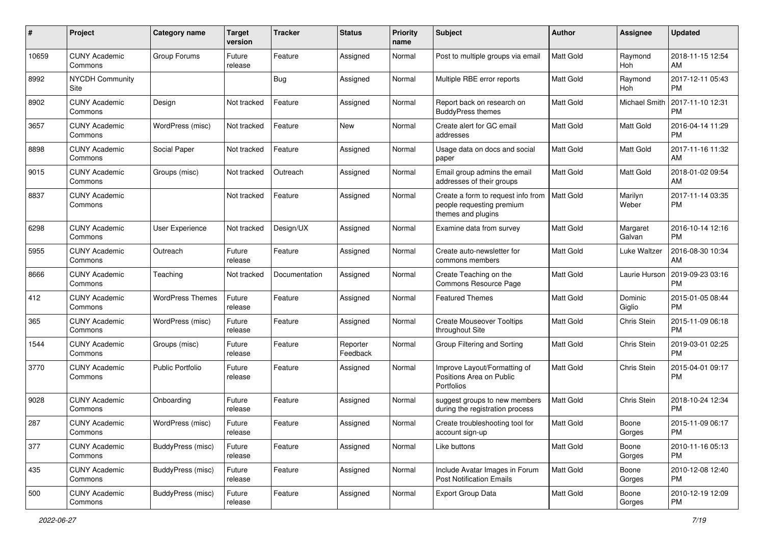| # | Project | Category name | Target version | Tracker | Status | Priority name | Subject | Author | Assignee | Updated |
|---|---|---|---|---|---|---|---|---|---|---|
| 10659 | CUNY Academic Commons | Group Forums | Future release | Feature | Assigned | Normal | Post to multiple groups via email | Matt Gold | Raymond Hoh | 2018-11-15 12:54 AM |
| 8992 | NYCDH Community Site | | | Bug | Assigned | Normal | Multiple RBE error reports | Matt Gold | Raymond Hoh | 2017-12-11 05:43 PM |
| 8902 | CUNY Academic Commons | Design | Not tracked | Feature | Assigned | Normal | Report back on research on BuddyPress themes | Matt Gold | Michael Smith | 2017-11-10 12:31 PM |
| 3657 | CUNY Academic Commons | WordPress (misc) | Not tracked | Feature | New | Normal | Create alert for GC email addresses | Matt Gold | Matt Gold | 2016-04-14 11:29 PM |
| 8898 | CUNY Academic Commons | Social Paper | Not tracked | Feature | Assigned | Normal | Usage data on docs and social paper | Matt Gold | Matt Gold | 2017-11-16 11:32 AM |
| 9015 | CUNY Academic Commons | Groups (misc) | Not tracked | Outreach | Assigned | Normal | Email group admins the email addresses of their groups | Matt Gold | Matt Gold | 2018-01-02 09:54 AM |
| 8837 | CUNY Academic Commons | | Not tracked | Feature | Assigned | Normal | Create a form to request info from people requesting premium themes and plugins | Matt Gold | Marilyn Weber | 2017-11-14 03:35 PM |
| 6298 | CUNY Academic Commons | User Experience | Not tracked | Design/UX | Assigned | Normal | Examine data from survey | Matt Gold | Margaret Galvan | 2016-10-14 12:16 PM |
| 5955 | CUNY Academic Commons | Outreach | Future release | Feature | Assigned | Normal | Create auto-newsletter for commons members | Matt Gold | Luke Waltzer | 2016-08-30 10:34 AM |
| 8666 | CUNY Academic Commons | Teaching | Not tracked | Documentation | Assigned | Normal | Create Teaching on the Commons Resource Page | Matt Gold | Laurie Hurson | 2019-09-23 03:16 PM |
| 412 | CUNY Academic Commons | WordPress Themes | Future release | Feature | Assigned | Normal | Featured Themes | Matt Gold | Dominic Giglio | 2015-01-05 08:44 PM |
| 365 | CUNY Academic Commons | WordPress (misc) | Future release | Feature | Assigned | Normal | Create Mouseover Tooltips throughout Site | Matt Gold | Chris Stein | 2015-11-09 06:18 PM |
| 1544 | CUNY Academic Commons | Groups (misc) | Future release | Feature | Reporter Feedback | Normal | Group Filtering and Sorting | Matt Gold | Chris Stein | 2019-03-01 02:25 PM |
| 3770 | CUNY Academic Commons | Public Portfolio | Future release | Feature | Assigned | Normal | Improve Layout/Formatting of Positions Area on Public Portfolios | Matt Gold | Chris Stein | 2015-04-01 09:17 PM |
| 9028 | CUNY Academic Commons | Onboarding | Future release | Feature | Assigned | Normal | suggest groups to new members during the registration process | Matt Gold | Chris Stein | 2018-10-24 12:34 PM |
| 287 | CUNY Academic Commons | WordPress (misc) | Future release | Feature | Assigned | Normal | Create troubleshooting tool for account sign-up | Matt Gold | Boone Gorges | 2015-11-09 06:17 PM |
| 377 | CUNY Academic Commons | BuddyPress (misc) | Future release | Feature | Assigned | Normal | Like buttons | Matt Gold | Boone Gorges | 2010-11-16 05:13 PM |
| 435 | CUNY Academic Commons | BuddyPress (misc) | Future release | Feature | Assigned | Normal | Include Avatar Images in Forum Post Notification Emails | Matt Gold | Boone Gorges | 2010-12-08 12:40 PM |
| 500 | CUNY Academic Commons | BuddyPress (misc) | Future release | Feature | Assigned | Normal | Export Group Data | Matt Gold | Boone Gorges | 2010-12-19 12:09 PM |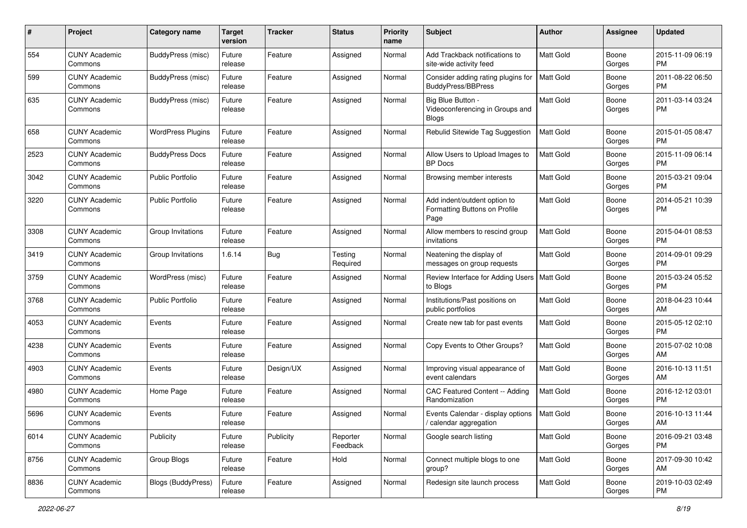| # | Project | Category name | Target version | Tracker | Status | Priority name | Subject | Author | Assignee | Updated |
|---|---|---|---|---|---|---|---|---|---|---|
| 554 | CUNY Academic Commons | BuddyPress (misc) | Future release | Feature | Assigned | Normal | Add Trackback notifications to site-wide activity feed | Matt Gold | Boone Gorges | 2015-11-09 06:19 PM |
| 599 | CUNY Academic Commons | BuddyPress (misc) | Future release | Feature | Assigned | Normal | Consider adding rating plugins for BuddyPress/BBPress | Matt Gold | Boone Gorges | 2011-08-22 06:50 PM |
| 635 | CUNY Academic Commons | BuddyPress (misc) | Future release | Feature | Assigned | Normal | Big Blue Button - Videoconferencing in Groups and Blogs | Matt Gold | Boone Gorges | 2011-03-14 03:24 PM |
| 658 | CUNY Academic Commons | WordPress Plugins | Future release | Feature | Assigned | Normal | Rebulid Sitewide Tag Suggestion | Matt Gold | Boone Gorges | 2015-01-05 08:47 PM |
| 2523 | CUNY Academic Commons | BuddyPress Docs | Future release | Feature | Assigned | Normal | Allow Users to Upload Images to BP Docs | Matt Gold | Boone Gorges | 2015-11-09 06:14 PM |
| 3042 | CUNY Academic Commons | Public Portfolio | Future release | Feature | Assigned | Normal | Browsing member interests | Matt Gold | Boone Gorges | 2015-03-21 09:04 PM |
| 3220 | CUNY Academic Commons | Public Portfolio | Future release | Feature | Assigned | Normal | Add indent/outdent option to Formatting Buttons on Profile Page | Matt Gold | Boone Gorges | 2014-05-21 10:39 PM |
| 3308 | CUNY Academic Commons | Group Invitations | Future release | Feature | Assigned | Normal | Allow members to rescind group invitations | Matt Gold | Boone Gorges | 2015-04-01 08:53 PM |
| 3419 | CUNY Academic Commons | Group Invitations | 1.6.14 | Bug | Testing Required | Normal | Neatening the display of messages on group requests | Matt Gold | Boone Gorges | 2014-09-01 09:29 PM |
| 3759 | CUNY Academic Commons | WordPress (misc) | Future release | Feature | Assigned | Normal | Review Interface for Adding Users to Blogs | Matt Gold | Boone Gorges | 2015-03-24 05:52 PM |
| 3768 | CUNY Academic Commons | Public Portfolio | Future release | Feature | Assigned | Normal | Institutions/Past positions on public portfolios | Matt Gold | Boone Gorges | 2018-04-23 10:44 AM |
| 4053 | CUNY Academic Commons | Events | Future release | Feature | Assigned | Normal | Create new tab for past events | Matt Gold | Boone Gorges | 2015-05-12 02:10 PM |
| 4238 | CUNY Academic Commons | Events | Future release | Feature | Assigned | Normal | Copy Events to Other Groups? | Matt Gold | Boone Gorges | 2015-07-02 10:08 AM |
| 4903 | CUNY Academic Commons | Events | Future release | Design/UX | Assigned | Normal | Improving visual appearance of event calendars | Matt Gold | Boone Gorges | 2016-10-13 11:51 AM |
| 4980 | CUNY Academic Commons | Home Page | Future release | Feature | Assigned | Normal | CAC Featured Content -- Adding Randomization | Matt Gold | Boone Gorges | 2016-12-12 03:01 PM |
| 5696 | CUNY Academic Commons | Events | Future release | Feature | Assigned | Normal | Events Calendar - display options / calendar aggregation | Matt Gold | Boone Gorges | 2016-10-13 11:44 AM |
| 6014 | CUNY Academic Commons | Publicity | Future release | Publicity | Reporter Feedback | Normal | Google search listing | Matt Gold | Boone Gorges | 2016-09-21 03:48 PM |
| 8756 | CUNY Academic Commons | Group Blogs | Future release | Feature | Hold | Normal | Connect multiple blogs to one group? | Matt Gold | Boone Gorges | 2017-09-30 10:42 AM |
| 8836 | CUNY Academic Commons | Blogs (BuddyPress) | Future release | Feature | Assigned | Normal | Redesign site launch process | Matt Gold | Boone Gorges | 2019-10-03 02:49 PM |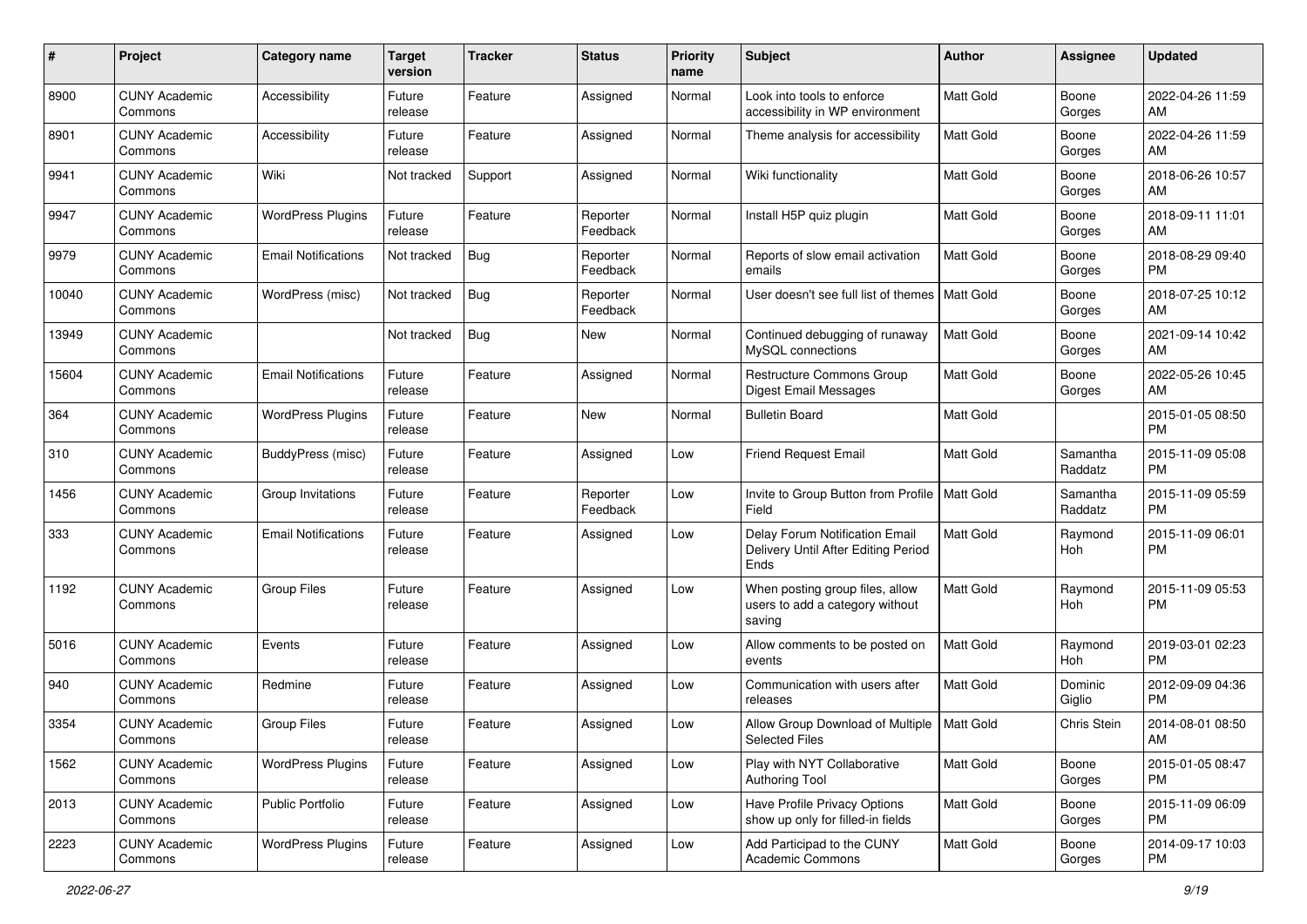| # | Project | Category name | Target version | Tracker | Status | Priority name | Subject | Author | Assignee | Updated |
|---|---|---|---|---|---|---|---|---|---|---|
| 8900 | CUNY Academic Commons | Accessibility | Future release | Feature | Assigned | Normal | Look into tools to enforce accessibility in WP environment | Matt Gold | Boone Gorges | 2022-04-26 11:59 AM |
| 8901 | CUNY Academic Commons | Accessibility | Future release | Feature | Assigned | Normal | Theme analysis for accessibility | Matt Gold | Boone Gorges | 2022-04-26 11:59 AM |
| 9941 | CUNY Academic Commons | Wiki | Not tracked | Support | Assigned | Normal | Wiki functionality | Matt Gold | Boone Gorges | 2018-06-26 10:57 AM |
| 9947 | CUNY Academic Commons | WordPress Plugins | Future release | Feature | Reporter Feedback | Normal | Install H5P quiz plugin | Matt Gold | Boone Gorges | 2018-09-11 11:01 AM |
| 9979 | CUNY Academic Commons | Email Notifications | Not tracked | Bug | Reporter Feedback | Normal | Reports of slow email activation emails | Matt Gold | Boone Gorges | 2018-08-29 09:40 PM |
| 10040 | CUNY Academic Commons | WordPress (misc) | Not tracked | Bug | Reporter Feedback | Normal | User doesn't see full list of themes | Matt Gold | Boone Gorges | 2018-07-25 10:12 AM |
| 13949 | CUNY Academic Commons | | Not tracked | Bug | New | Normal | Continued debugging of runaway MySQL connections | Matt Gold | Boone Gorges | 2021-09-14 10:42 AM |
| 15604 | CUNY Academic Commons | Email Notifications | Future release | Feature | Assigned | Normal | Restructure Commons Group Digest Email Messages | Matt Gold | Boone Gorges | 2022-05-26 10:45 AM |
| 364 | CUNY Academic Commons | WordPress Plugins | Future release | Feature | New | Normal | Bulletin Board | Matt Gold | | 2015-01-05 08:50 PM |
| 310 | CUNY Academic Commons | BuddyPress (misc) | Future release | Feature | Assigned | Low | Friend Request Email | Matt Gold | Samantha Raddatz | 2015-11-09 05:08 PM |
| 1456 | CUNY Academic Commons | Group Invitations | Future release | Feature | Reporter Feedback | Low | Invite to Group Button from Profile Field | Matt Gold | Samantha Raddatz | 2015-11-09 05:59 PM |
| 333 | CUNY Academic Commons | Email Notifications | Future release | Feature | Assigned | Low | Delay Forum Notification Email Delivery Until After Editing Period Ends | Matt Gold | Raymond Hoh | 2015-11-09 06:01 PM |
| 1192 | CUNY Academic Commons | Group Files | Future release | Feature | Assigned | Low | When posting group files, allow users to add a category without saving | Matt Gold | Raymond Hoh | 2015-11-09 05:53 PM |
| 5016 | CUNY Academic Commons | Events | Future release | Feature | Assigned | Low | Allow comments to be posted on events | Matt Gold | Raymond Hoh | 2019-03-01 02:23 PM |
| 940 | CUNY Academic Commons | Redmine | Future release | Feature | Assigned | Low | Communication with users after releases | Matt Gold | Dominic Giglio | 2012-09-09 04:36 PM |
| 3354 | CUNY Academic Commons | Group Files | Future release | Feature | Assigned | Low | Allow Group Download of Multiple Selected Files | Matt Gold | Chris Stein | 2014-08-01 08:50 AM |
| 1562 | CUNY Academic Commons | WordPress Plugins | Future release | Feature | Assigned | Low | Play with NYT Collaborative Authoring Tool | Matt Gold | Boone Gorges | 2015-01-05 08:47 PM |
| 2013 | CUNY Academic Commons | Public Portfolio | Future release | Feature | Assigned | Low | Have Profile Privacy Options show up only for filled-in fields | Matt Gold | Boone Gorges | 2015-11-09 06:09 PM |
| 2223 | CUNY Academic Commons | WordPress Plugins | Future release | Feature | Assigned | Low | Add Participad to the CUNY Academic Commons | Matt Gold | Boone Gorges | 2014-09-17 10:03 PM |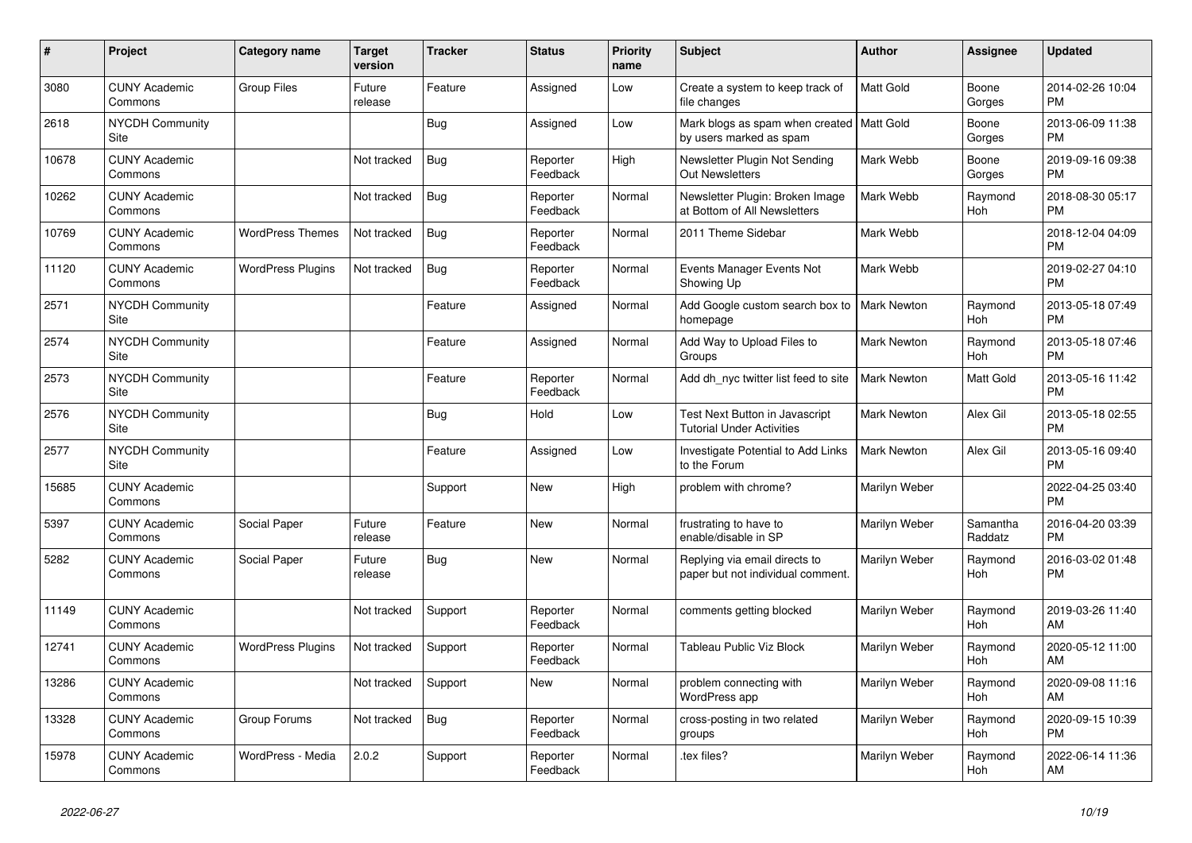| # | Project | Category name | Target version | Tracker | Status | Priority name | Subject | Author | Assignee | Updated |
|---|---|---|---|---|---|---|---|---|---|---|
| 3080 | CUNY Academic Commons | Group Files | Future release | Feature | Assigned | Low | Create a system to keep track of file changes | Matt Gold | Boone Gorges | 2014-02-26 10:04 PM |
| 2618 | NYCDH Community Site | | | Bug | Assigned | Low | Mark blogs as spam when created by users marked as spam | Matt Gold | Boone Gorges | 2013-06-09 11:38 PM |
| 10678 | CUNY Academic Commons | | Not tracked | Bug | Reporter Feedback | High | Newsletter Plugin Not Sending Out Newsletters | Mark Webb | Boone Gorges | 2019-09-16 09:38 PM |
| 10262 | CUNY Academic Commons | | Not tracked | Bug | Reporter Feedback | Normal | Newsletter Plugin: Broken Image at Bottom of All Newsletters | Mark Webb | Raymond Hoh | 2018-08-30 05:17 PM |
| 10769 | CUNY Academic Commons | WordPress Themes | Not tracked | Bug | Reporter Feedback | Normal | 2011 Theme Sidebar | Mark Webb | | 2018-12-04 04:09 PM |
| 11120 | CUNY Academic Commons | WordPress Plugins | Not tracked | Bug | Reporter Feedback | Normal | Events Manager Events Not Showing Up | Mark Webb | | 2019-02-27 04:10 PM |
| 2571 | NYCDH Community Site | | | Feature | Assigned | Normal | Add Google custom search box to homepage | Mark Newton | Raymond Hoh | 2013-05-18 07:49 PM |
| 2574 | NYCDH Community Site | | | Feature | Assigned | Normal | Add Way to Upload Files to Groups | Mark Newton | Raymond Hoh | 2013-05-18 07:46 PM |
| 2573 | NYCDH Community Site | | | Feature | Reporter Feedback | Normal | Add dh_nyc twitter list feed to site | Mark Newton | Matt Gold | 2013-05-16 11:42 PM |
| 2576 | NYCDH Community Site | | | Bug | Hold | Low | Test Next Button in Javascript Tutorial Under Activities | Mark Newton | Alex Gil | 2013-05-18 02:55 PM |
| 2577 | NYCDH Community Site | | | Feature | Assigned | Low | Investigate Potential to Add Links to the Forum | Mark Newton | Alex Gil | 2013-05-16 09:40 PM |
| 15685 | CUNY Academic Commons | | | Support | New | High | problem with chrome? | Marilyn Weber | | 2022-04-25 03:40 PM |
| 5397 | CUNY Academic Commons | Social Paper | Future release | Feature | New | Normal | frustrating to have to enable/disable in SP | Marilyn Weber | Samantha Raddatz | 2016-04-20 03:39 PM |
| 5282 | CUNY Academic Commons | Social Paper | Future release | Bug | New | Normal | Replying via email directs to paper but not individual comment. | Marilyn Weber | Raymond Hoh | 2016-03-02 01:48 PM |
| 11149 | CUNY Academic Commons | | Not tracked | Support | Reporter Feedback | Normal | comments getting blocked | Marilyn Weber | Raymond Hoh | 2019-03-26 11:40 AM |
| 12741 | CUNY Academic Commons | WordPress Plugins | Not tracked | Support | Reporter Feedback | Normal | Tableau Public Viz Block | Marilyn Weber | Raymond Hoh | 2020-05-12 11:00 AM |
| 13286 | CUNY Academic Commons | | Not tracked | Support | New | Normal | problem connecting with WordPress app | Marilyn Weber | Raymond Hoh | 2020-09-08 11:16 AM |
| 13328 | CUNY Academic Commons | Group Forums | Not tracked | Bug | Reporter Feedback | Normal | cross-posting in two related groups | Marilyn Weber | Raymond Hoh | 2020-09-15 10:39 PM |
| 15978 | CUNY Academic Commons | WordPress - Media | 2.0.2 | Support | Reporter Feedback | Normal | .tex files? | Marilyn Weber | Raymond Hoh | 2022-06-14 11:36 AM |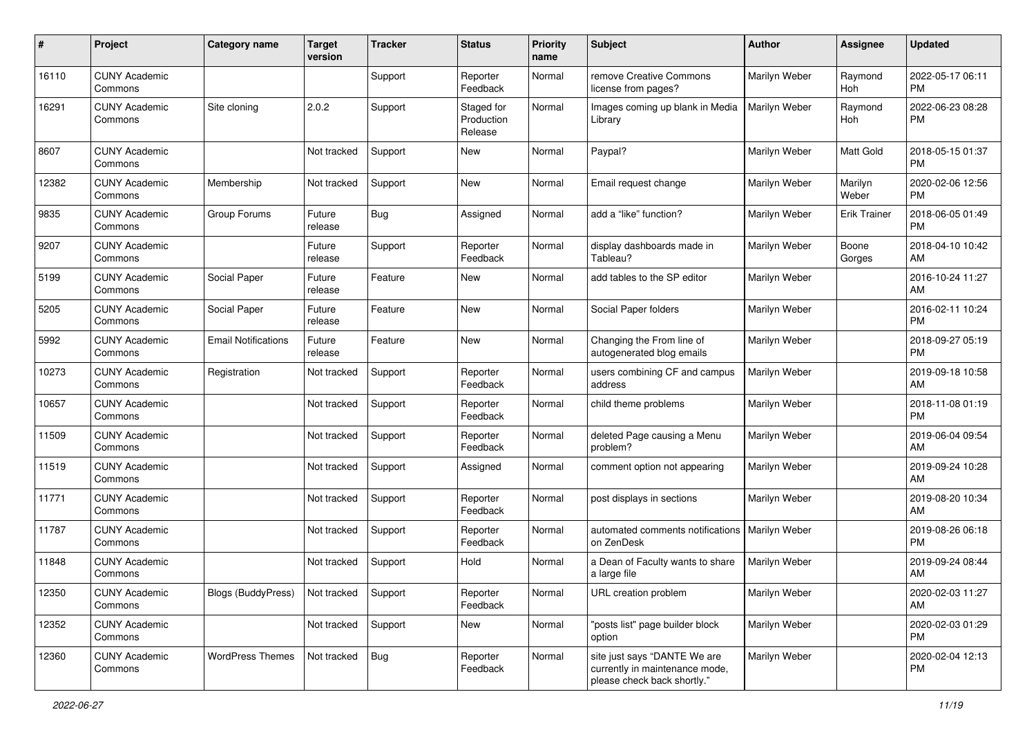| # | Project | Category name | Target version | Tracker | Status | Priority name | Subject | Author | Assignee | Updated |
|---|---|---|---|---|---|---|---|---|---|---|
| 16110 | CUNY Academic Commons | | | Support | Reporter Feedback | Normal | remove Creative Commons license from pages? | Marilyn Weber | Raymond Hoh | 2022-05-17 06:11 PM |
| 16291 | CUNY Academic Commons | Site cloning | 2.0.2 | Support | Staged for Production Release | Normal | Images coming up blank in Media Library | Marilyn Weber | Raymond Hoh | 2022-06-23 08:28 PM |
| 8607 | CUNY Academic Commons | | Not tracked | Support | New | Normal | Paypal? | Marilyn Weber | Matt Gold | 2018-05-15 01:37 PM |
| 12382 | CUNY Academic Commons | Membership | Not tracked | Support | New | Normal | Email request change | Marilyn Weber | Marilyn Weber | 2020-02-06 12:56 PM |
| 9835 | CUNY Academic Commons | Group Forums | Future release | Bug | Assigned | Normal | add a "like" function? | Marilyn Weber | Erik Trainer | 2018-06-05 01:49 PM |
| 9207 | CUNY Academic Commons | | Future release | Support | Reporter Feedback | Normal | display dashboards made in Tableau? | Marilyn Weber | Boone Gorges | 2018-04-10 10:42 AM |
| 5199 | CUNY Academic Commons | Social Paper | Future release | Feature | New | Normal | add tables to the SP editor | Marilyn Weber | | 2016-10-24 11:27 AM |
| 5205 | CUNY Academic Commons | Social Paper | Future release | Feature | New | Normal | Social Paper folders | Marilyn Weber | | 2016-02-11 10:24 PM |
| 5992 | CUNY Academic Commons | Email Notifications | Future release | Feature | New | Normal | Changing the From line of autogenerated blog emails | Marilyn Weber | | 2018-09-27 05:19 PM |
| 10273 | CUNY Academic Commons | Registration | Not tracked | Support | Reporter Feedback | Normal | users combining CF and campus address | Marilyn Weber | | 2019-09-18 10:58 AM |
| 10657 | CUNY Academic Commons | | Not tracked | Support | Reporter Feedback | Normal | child theme problems | Marilyn Weber | | 2018-11-08 01:19 PM |
| 11509 | CUNY Academic Commons | | Not tracked | Support | Reporter Feedback | Normal | deleted Page causing a Menu problem? | Marilyn Weber | | 2019-06-04 09:54 AM |
| 11519 | CUNY Academic Commons | | Not tracked | Support | Assigned | Normal | comment option not appearing | Marilyn Weber | | 2019-09-24 10:28 AM |
| 11771 | CUNY Academic Commons | | Not tracked | Support | Reporter Feedback | Normal | post displays in sections | Marilyn Weber | | 2019-08-20 10:34 AM |
| 11787 | CUNY Academic Commons | | Not tracked | Support | Reporter Feedback | Normal | automated comments notifications on ZenDesk | Marilyn Weber | | 2019-08-26 06:18 PM |
| 11848 | CUNY Academic Commons | | Not tracked | Support | Hold | Normal | a Dean of Faculty wants to share a large file | Marilyn Weber | | 2019-09-24 08:44 AM |
| 12350 | CUNY Academic Commons | Blogs (BuddyPress) | Not tracked | Support | Reporter Feedback | Normal | URL creation problem | Marilyn Weber | | 2020-02-03 11:27 AM |
| 12352 | CUNY Academic Commons | | Not tracked | Support | New | Normal | "posts list" page builder block option | Marilyn Weber | | 2020-02-03 01:29 PM |
| 12360 | CUNY Academic Commons | WordPress Themes | Not tracked | Bug | Reporter Feedback | Normal | site just says "DANTE We are currently in maintenance mode, please check back shortly." | Marilyn Weber | | 2020-02-04 12:13 PM |

*2022-06-27*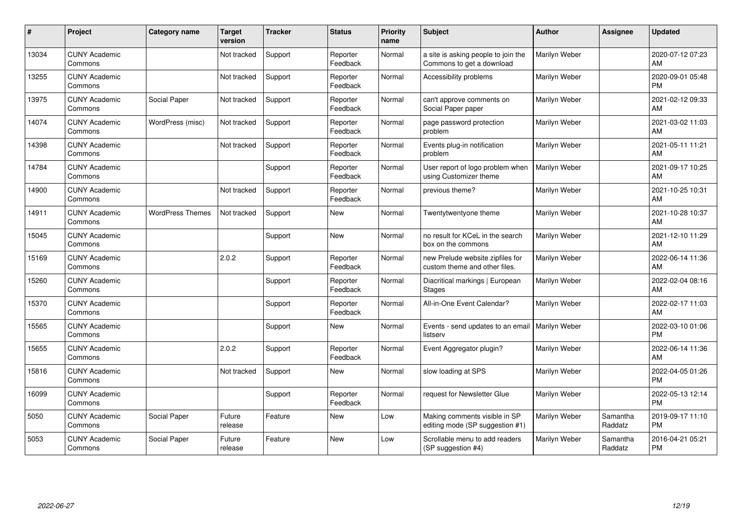| # | Project | Category name | Target version | Tracker | Status | Priority name | Subject | Author | Assignee | Updated |
|---|---|---|---|---|---|---|---|---|---|---|
| 13034 | CUNY Academic Commons | | Not tracked | Support | Reporter Feedback | Normal | a site is asking people to join the Commons to get a download | Marilyn Weber | | 2020-07-12 07:23 AM |
| 13255 | CUNY Academic Commons | | Not tracked | Support | Reporter Feedback | Normal | Accessibility problems | Marilyn Weber | | 2020-09-01 05:48 PM |
| 13975 | CUNY Academic Commons | Social Paper | Not tracked | Support | Reporter Feedback | Normal | can't approve comments on Social Paper paper | Marilyn Weber | | 2021-02-12 09:33 AM |
| 14074 | CUNY Academic Commons | WordPress (misc) | Not tracked | Support | Reporter Feedback | Normal | page password protection problem | Marilyn Weber | | 2021-03-02 11:03 AM |
| 14398 | CUNY Academic Commons | | Not tracked | Support | Reporter Feedback | Normal | Events plug-in notification problem | Marilyn Weber | | 2021-05-11 11:21 AM |
| 14784 | CUNY Academic Commons | | | Support | Reporter Feedback | Normal | User report of logo problem when using Customizer theme | Marilyn Weber | | 2021-09-17 10:25 AM |
| 14900 | CUNY Academic Commons | | Not tracked | Support | Reporter Feedback | Normal | previous theme? | Marilyn Weber | | 2021-10-25 10:31 AM |
| 14911 | CUNY Academic Commons | WordPress Themes | Not tracked | Support | New | Normal | Twentytwentyone theme | Marilyn Weber | | 2021-10-28 10:37 AM |
| 15045 | CUNY Academic Commons | | | Support | New | Normal | no result for KCeL in the search box on the commons | Marilyn Weber | | 2021-12-10 11:29 AM |
| 15169 | CUNY Academic Commons | | 2.0.2 | Support | Reporter Feedback | Normal | new Prelude website zipfiles for custom theme and other files. | Marilyn Weber | | 2022-06-14 11:36 AM |
| 15260 | CUNY Academic Commons | | | Support | Reporter Feedback | Normal | Diacritical markings \| European Stages | Marilyn Weber | | 2022-02-04 08:16 AM |
| 15370 | CUNY Academic Commons | | | Support | Reporter Feedback | Normal | All-in-One Event Calendar? | Marilyn Weber | | 2022-02-17 11:03 AM |
| 15565 | CUNY Academic Commons | | | Support | New | Normal | Events - send updates to an email listserv | Marilyn Weber | | 2022-03-10 01:06 PM |
| 15655 | CUNY Academic Commons | | 2.0.2 | Support | Reporter Feedback | Normal | Event Aggregator plugin? | Marilyn Weber | | 2022-06-14 11:36 AM |
| 15816 | CUNY Academic Commons | | Not tracked | Support | New | Normal | slow loading at SPS | Marilyn Weber | | 2022-04-05 01:26 PM |
| 16099 | CUNY Academic Commons | | | Support | Reporter Feedback | Normal | request for Newsletter Glue | Marilyn Weber | | 2022-05-13 12:14 PM |
| 5050 | CUNY Academic Commons | Social Paper | Future release | Feature | New | Low | Making comments visible in SP editing mode (SP suggestion #1) | Marilyn Weber | Samantha Raddatz | 2019-09-17 11:10 PM |
| 5053 | CUNY Academic Commons | Social Paper | Future release | Feature | New | Low | Scrollable menu to add readers (SP suggestion #4) | Marilyn Weber | Samantha Raddatz | 2016-04-21 05:21 PM |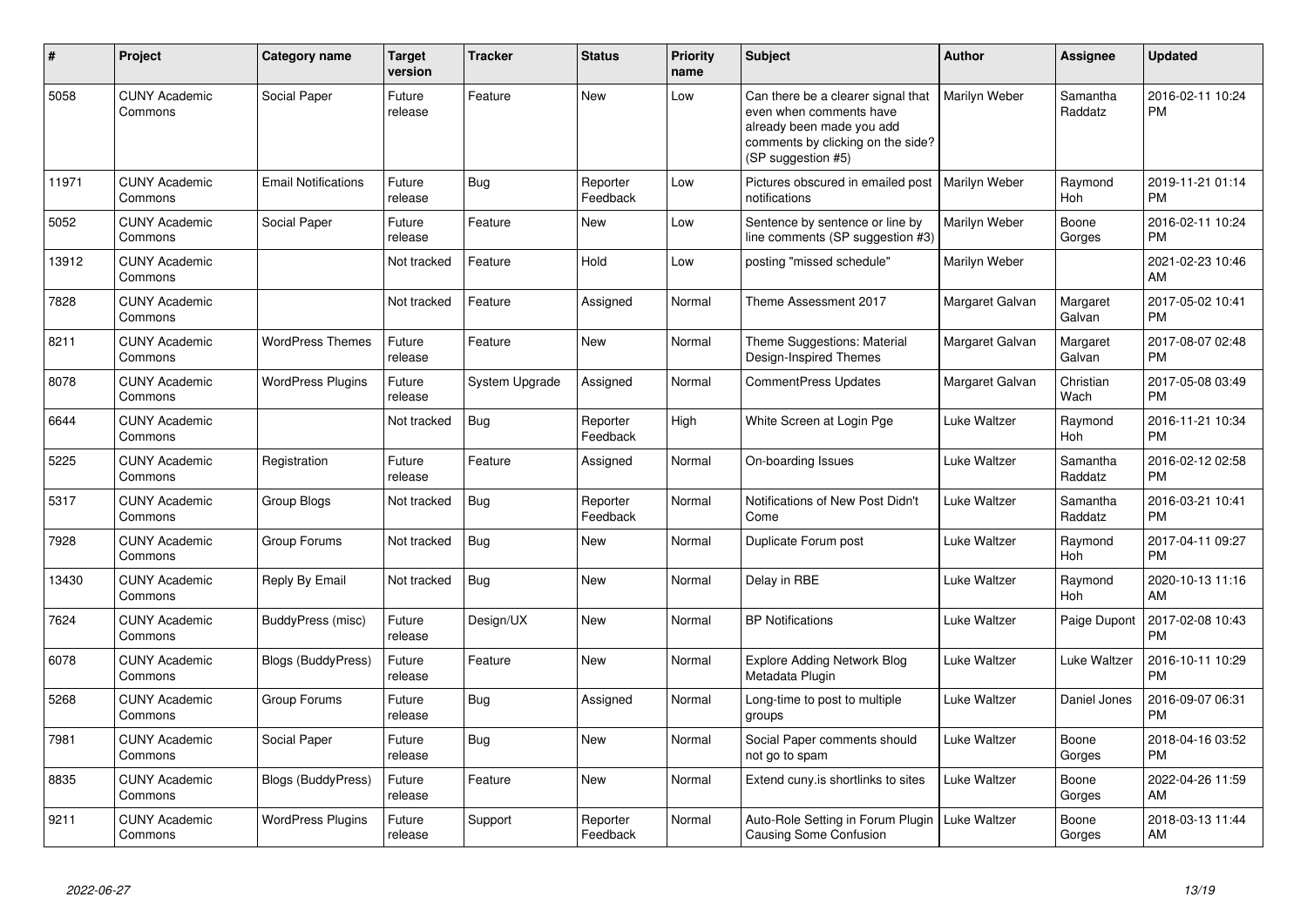| # | Project | Category name | Target version | Tracker | Status | Priority name | Subject | Author | Assignee | Updated |
|---|---|---|---|---|---|---|---|---|---|---|
| 5058 | CUNY Academic Commons | Social Paper | Future release | Feature | New | Low | Can there be a clearer signal that even when comments have already been made you add comments by clicking on the side? (SP suggestion #5) | Marilyn Weber | Samantha Raddatz | 2016-02-11 10:24 PM |
| 11971 | CUNY Academic Commons | Email Notifications | Future release | Bug | Reporter Feedback | Low | Pictures obscured in emailed post notifications | Marilyn Weber | Raymond Hoh | 2019-11-21 01:14 PM |
| 5052 | CUNY Academic Commons | Social Paper | Future release | Feature | New | Low | Sentence by sentence or line by line comments (SP suggestion #3) | Marilyn Weber | Boone Gorges | 2016-02-11 10:24 PM |
| 13912 | CUNY Academic Commons | | Not tracked | Feature | Hold | Low | posting "missed schedule" | Marilyn Weber | | 2021-02-23 10:46 AM |
| 7828 | CUNY Academic Commons | | Not tracked | Feature | Assigned | Normal | Theme Assessment 2017 | Margaret Galvan | Margaret Galvan | 2017-05-02 10:41 PM |
| 8211 | CUNY Academic Commons | WordPress Themes | Future release | Feature | New | Normal | Theme Suggestions: Material Design-Inspired Themes | Margaret Galvan | Margaret Galvan | 2017-08-07 02:48 PM |
| 8078 | CUNY Academic Commons | WordPress Plugins | Future release | System Upgrade | Assigned | Normal | CommentPress Updates | Margaret Galvan | Christian Wach | 2017-05-08 03:49 PM |
| 6644 | CUNY Academic Commons | | Not tracked | Bug | Reporter Feedback | High | White Screen at Login Pge | Luke Waltzer | Raymond Hoh | 2016-11-21 10:34 PM |
| 5225 | CUNY Academic Commons | Registration | Future release | Feature | Assigned | Normal | On-boarding Issues | Luke Waltzer | Samantha Raddatz | 2016-02-12 02:58 PM |
| 5317 | CUNY Academic Commons | Group Blogs | Not tracked | Bug | Reporter Feedback | Normal | Notifications of New Post Didn't Come | Luke Waltzer | Samantha Raddatz | 2016-03-21 10:41 PM |
| 7928 | CUNY Academic Commons | Group Forums | Not tracked | Bug | New | Normal | Duplicate Forum post | Luke Waltzer | Raymond Hoh | 2017-04-11 09:27 PM |
| 13430 | CUNY Academic Commons | Reply By Email | Not tracked | Bug | New | Normal | Delay in RBE | Luke Waltzer | Raymond Hoh | 2020-10-13 11:16 AM |
| 7624 | CUNY Academic Commons | BuddyPress (misc) | Future release | Design/UX | New | Normal | BP Notifications | Luke Waltzer | Paige Dupont | 2017-02-08 10:43 PM |
| 6078 | CUNY Academic Commons | Blogs (BuddyPress) | Future release | Feature | New | Normal | Explore Adding Network Blog Metadata Plugin | Luke Waltzer | Luke Waltzer | 2016-10-11 10:29 PM |
| 5268 | CUNY Academic Commons | Group Forums | Future release | Bug | Assigned | Normal | Long-time to post to multiple groups | Luke Waltzer | Daniel Jones | 2016-09-07 06:31 PM |
| 7981 | CUNY Academic Commons | Social Paper | Future release | Bug | New | Normal | Social Paper comments should not go to spam | Luke Waltzer | Boone Gorges | 2018-04-16 03:52 PM |
| 8835 | CUNY Academic Commons | Blogs (BuddyPress) | Future release | Feature | New | Normal | Extend cuny.is shortlinks to sites | Luke Waltzer | Boone Gorges | 2022-04-26 11:59 AM |
| 9211 | CUNY Academic Commons | WordPress Plugins | Future release | Support | Reporter Feedback | Normal | Auto-Role Setting in Forum Plugin Causing Some Confusion | Luke Waltzer | Boone Gorges | 2018-03-13 11:44 AM |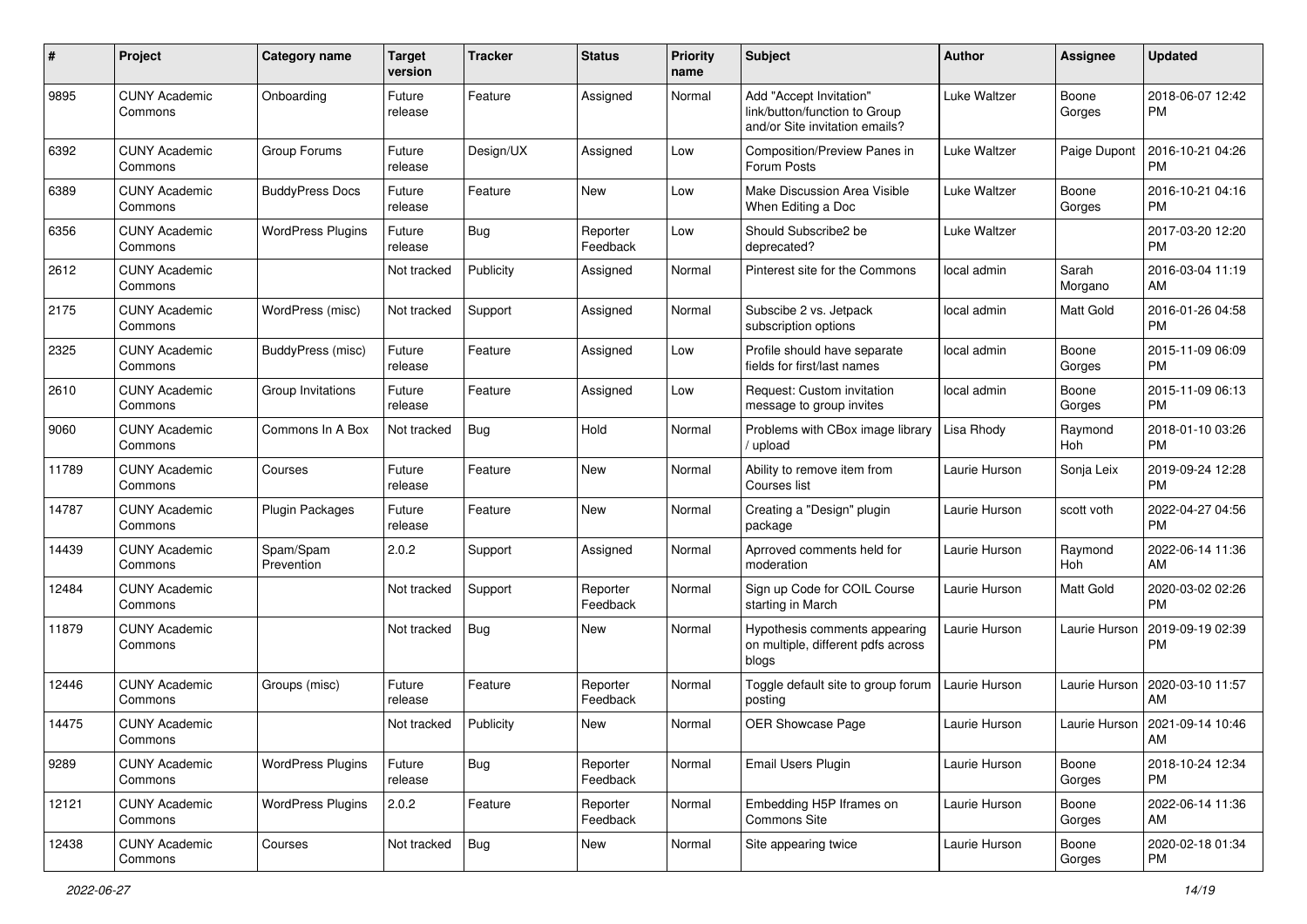| # | Project | Category name | Target version | Tracker | Status | Priority name | Subject | Author | Assignee | Updated |
|---|---|---|---|---|---|---|---|---|---|---|
| 9895 | CUNY Academic Commons | Onboarding | Future release | Feature | Assigned | Normal | Add "Accept Invitation" link/button/function to Group and/or Site invitation emails? | Luke Waltzer | Boone Gorges | 2018-06-07 12:42 PM |
| 6392 | CUNY Academic Commons | Group Forums | Future release | Design/UX | Assigned | Low | Composition/Preview Panes in Forum Posts | Luke Waltzer | Paige Dupont | 2016-10-21 04:26 PM |
| 6389 | CUNY Academic Commons | BuddyPress Docs | Future release | Feature | New | Low | Make Discussion Area Visible When Editing a Doc | Luke Waltzer | Boone Gorges | 2016-10-21 04:16 PM |
| 6356 | CUNY Academic Commons | WordPress Plugins | Future release | Bug | Reporter Feedback | Low | Should Subscribe2 be deprecated? | Luke Waltzer | | 2017-03-20 12:20 PM |
| 2612 | CUNY Academic Commons | | Not tracked | Publicity | Assigned | Normal | Pinterest site for the Commons | local admin | Sarah Morgano | 2016-03-04 11:19 AM |
| 2175 | CUNY Academic Commons | WordPress (misc) | Not tracked | Support | Assigned | Normal | Subscibe 2 vs. Jetpack subscription options | local admin | Matt Gold | 2016-01-26 04:58 PM |
| 2325 | CUNY Academic Commons | BuddyPress (misc) | Future release | Feature | Assigned | Low | Profile should have separate fields for first/last names | local admin | Boone Gorges | 2015-11-09 06:09 PM |
| 2610 | CUNY Academic Commons | Group Invitations | Future release | Feature | Assigned | Low | Request: Custom invitation message to group invites | local admin | Boone Gorges | 2015-11-09 06:13 PM |
| 9060 | CUNY Academic Commons | Commons In A Box | Not tracked | Bug | Hold | Normal | Problems with CBox image library / upload | Lisa Rhody | Raymond Hoh | 2018-01-10 03:26 PM |
| 11789 | CUNY Academic Commons | Courses | Future release | Feature | New | Normal | Ability to remove item from Courses list | Laurie Hurson | Sonja Leix | 2019-09-24 12:28 PM |
| 14787 | CUNY Academic Commons | Plugin Packages | Future release | Feature | New | Normal | Creating a "Design" plugin package | Laurie Hurson | scott voth | 2022-04-27 04:56 PM |
| 14439 | CUNY Academic Commons | Spam/Spam Prevention | 2.0.2 | Support | Assigned | Normal | Aprroved comments held for moderation | Laurie Hurson | Raymond Hoh | 2022-06-14 11:36 AM |
| 12484 | CUNY Academic Commons | | Not tracked | Support | Reporter Feedback | Normal | Sign up Code for COIL Course starting in March | Laurie Hurson | Matt Gold | 2020-03-02 02:26 PM |
| 11879 | CUNY Academic Commons | | Not tracked | Bug | New | Normal | Hypothesis comments appearing on multiple, different pdfs across blogs | Laurie Hurson | Laurie Hurson | 2019-09-19 02:39 PM |
| 12446 | CUNY Academic Commons | Groups (misc) | Future release | Feature | Reporter Feedback | Normal | Toggle default site to group forum posting | Laurie Hurson | Laurie Hurson | 2020-03-10 11:57 AM |
| 14475 | CUNY Academic Commons | | Not tracked | Publicity | New | Normal | OER Showcase Page | Laurie Hurson | Laurie Hurson | 2021-09-14 10:46 AM |
| 9289 | CUNY Academic Commons | WordPress Plugins | Future release | Bug | Reporter Feedback | Normal | Email Users Plugin | Laurie Hurson | Boone Gorges | 2018-10-24 12:34 PM |
| 12121 | CUNY Academic Commons | WordPress Plugins | 2.0.2 | Feature | Reporter Feedback | Normal | Embedding H5P Iframes on Commons Site | Laurie Hurson | Boone Gorges | 2022-06-14 11:36 AM |
| 12438 | CUNY Academic Commons | Courses | Not tracked | Bug | New | Normal | Site appearing twice | Laurie Hurson | Boone Gorges | 2020-02-18 01:34 PM |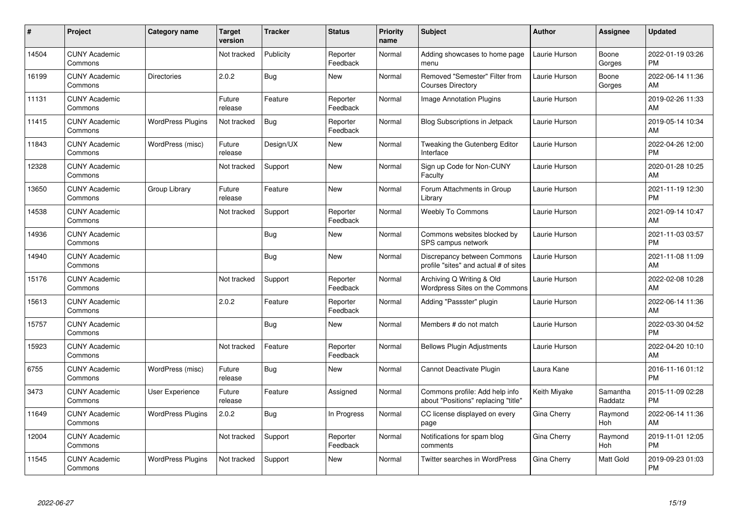| # | Project | Category name | Target version | Tracker | Status | Priority name | Subject | Author | Assignee | Updated |
|---|---|---|---|---|---|---|---|---|---|---|
| 14504 | CUNY Academic Commons | | Not tracked | Publicity | Reporter Feedback | Normal | Adding showcases to home page menu | Laurie Hurson | Boone Gorges | 2022-01-19 03:26 PM |
| 16199 | CUNY Academic Commons | Directories | 2.0.2 | Bug | New | Normal | Removed "Semester" Filter from Courses Directory | Laurie Hurson | Boone Gorges | 2022-06-14 11:36 AM |
| 11131 | CUNY Academic Commons | | Future release | Feature | Reporter Feedback | Normal | Image Annotation Plugins | Laurie Hurson | | 2019-02-26 11:33 AM |
| 11415 | CUNY Academic Commons | WordPress Plugins | Not tracked | Bug | Reporter Feedback | Normal | Blog Subscriptions in Jetpack | Laurie Hurson | | 2019-05-14 10:34 AM |
| 11843 | CUNY Academic Commons | WordPress (misc) | Future release | Design/UX | New | Normal | Tweaking the Gutenberg Editor Interface | Laurie Hurson | | 2022-04-26 12:00 PM |
| 12328 | CUNY Academic Commons | | Not tracked | Support | New | Normal | Sign up Code for Non-CUNY Faculty | Laurie Hurson | | 2020-01-28 10:25 AM |
| 13650 | CUNY Academic Commons | Group Library | Future release | Feature | New | Normal | Forum Attachments in Group Library | Laurie Hurson | | 2021-11-19 12:30 PM |
| 14538 | CUNY Academic Commons | | Not tracked | Support | Reporter Feedback | Normal | Weebly To Commons | Laurie Hurson | | 2021-09-14 10:47 AM |
| 14936 | CUNY Academic Commons | | | Bug | New | Normal | Commons websites blocked by SPS campus network | Laurie Hurson | | 2021-11-03 03:57 PM |
| 14940 | CUNY Academic Commons | | | Bug | New | Normal | Discrepancy between Commons profile "sites" and actual # of sites | Laurie Hurson | | 2021-11-08 11:09 AM |
| 15176 | CUNY Academic Commons | | Not tracked | Support | Reporter Feedback | Normal | Archiving Q Writing & Old Wordpress Sites on the Commons | Laurie Hurson | | 2022-02-08 10:28 AM |
| 15613 | CUNY Academic Commons | | 2.0.2 | Feature | Reporter Feedback | Normal | Adding "Passster" plugin | Laurie Hurson | | 2022-06-14 11:36 AM |
| 15757 | CUNY Academic Commons | | | Bug | New | Normal | Members # do not match | Laurie Hurson | | 2022-03-30 04:52 PM |
| 15923 | CUNY Academic Commons | | Not tracked | Feature | Reporter Feedback | Normal | Bellows Plugin Adjustments | Laurie Hurson | | 2022-04-20 10:10 AM |
| 6755 | CUNY Academic Commons | WordPress (misc) | Future release | Bug | New | Normal | Cannot Deactivate Plugin | Laura Kane | | 2016-11-16 01:12 PM |
| 3473 | CUNY Academic Commons | User Experience | Future release | Feature | Assigned | Normal | Commons profile: Add help info about "Positions" replacing "title" | Keith Miyake | Samantha Raddatz | 2015-11-09 02:28 PM |
| 11649 | CUNY Academic Commons | WordPress Plugins | 2.0.2 | Bug | In Progress | Normal | CC license displayed on every page | Gina Cherry | Raymond Hoh | 2022-06-14 11:36 AM |
| 12004 | CUNY Academic Commons | | Not tracked | Support | Reporter Feedback | Normal | Notifications for spam blog comments | Gina Cherry | Raymond Hoh | 2019-11-01 12:05 PM |
| 11545 | CUNY Academic Commons | WordPress Plugins | Not tracked | Support | New | Normal | Twitter searches in WordPress | Gina Cherry | Matt Gold | 2019-09-23 01:03 PM |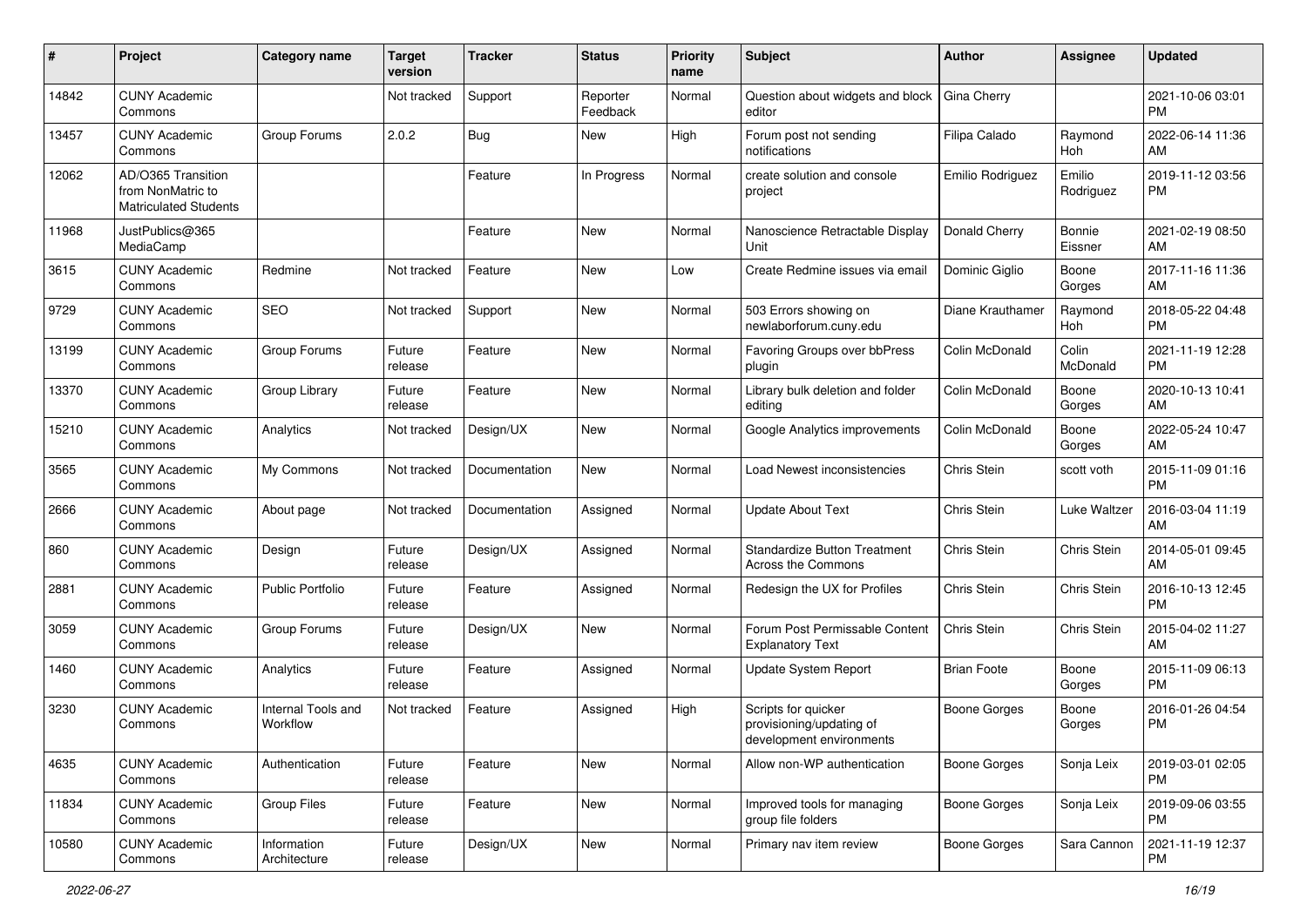| # | Project | Category name | Target version | Tracker | Status | Priority name | Subject | Author | Assignee | Updated |
|---|---|---|---|---|---|---|---|---|---|---|
| 14842 | CUNY Academic Commons | | Not tracked | Support | Reporter Feedback | Normal | Question about widgets and block editor | Gina Cherry | | 2021-10-06 03:01 PM |
| 13457 | CUNY Academic Commons | Group Forums | 2.0.2 | Bug | New | High | Forum post not sending notifications | Filipa Calado | Raymond Hoh | 2022-06-14 11:36 AM |
| 12062 | AD/O365 Transition from NonMatric to Matriculated Students | | | Feature | In Progress | Normal | create solution and console project | Emilio Rodriguez | Emilio Rodriguez | 2019-11-12 03:56 PM |
| 11968 | JustPublics@365 MediaCamp | | | Feature | New | Normal | Nanoscience Retractable Display Unit | Donald Cherry | Bonnie Eissner | 2021-02-19 08:50 AM |
| 3615 | CUNY Academic Commons | Redmine | Not tracked | Feature | New | Low | Create Redmine issues via email | Dominic Giglio | Boone Gorges | 2017-11-16 11:36 AM |
| 9729 | CUNY Academic Commons | SEO | Not tracked | Support | New | Normal | 503 Errors showing on newlaborforum.cuny.edu | Diane Krauthamer | Raymond Hoh | 2018-05-22 04:48 PM |
| 13199 | CUNY Academic Commons | Group Forums | Future release | Feature | New | Normal | Favoring Groups over bbPress plugin | Colin McDonald | Colin McDonald | 2021-11-19 12:28 PM |
| 13370 | CUNY Academic Commons | Group Library | Future release | Feature | New | Normal | Library bulk deletion and folder editing | Colin McDonald | Boone Gorges | 2020-10-13 10:41 AM |
| 15210 | CUNY Academic Commons | Analytics | Not tracked | Design/UX | New | Normal | Google Analytics improvements | Colin McDonald | Boone Gorges | 2022-05-24 10:47 AM |
| 3565 | CUNY Academic Commons | My Commons | Not tracked | Documentation | New | Normal | Load Newest inconsistencies | Chris Stein | scott voth | 2015-11-09 01:16 PM |
| 2666 | CUNY Academic Commons | About page | Not tracked | Documentation | Assigned | Normal | Update About Text | Chris Stein | Luke Waltzer | 2016-03-04 11:19 AM |
| 860 | CUNY Academic Commons | Design | Future release | Design/UX | Assigned | Normal | Standardize Button Treatment Across the Commons | Chris Stein | Chris Stein | 2014-05-01 09:45 AM |
| 2881 | CUNY Academic Commons | Public Portfolio | Future release | Feature | Assigned | Normal | Redesign the UX for Profiles | Chris Stein | Chris Stein | 2016-10-13 12:45 PM |
| 3059 | CUNY Academic Commons | Group Forums | Future release | Design/UX | New | Normal | Forum Post Permissable Content Explanatory Text | Chris Stein | Chris Stein | 2015-04-02 11:27 AM |
| 1460 | CUNY Academic Commons | Analytics | Future release | Feature | Assigned | Normal | Update System Report | Brian Foote | Boone Gorges | 2015-11-09 06:13 PM |
| 3230 | CUNY Academic Commons | Internal Tools and Workflow | Not tracked | Feature | Assigned | High | Scripts for quicker provisioning/updating of development environments | Boone Gorges | Boone Gorges | 2016-01-26 04:54 PM |
| 4635 | CUNY Academic Commons | Authentication | Future release | Feature | New | Normal | Allow non-WP authentication | Boone Gorges | Sonja Leix | 2019-03-01 02:05 PM |
| 11834 | CUNY Academic Commons | Group Files | Future release | Feature | New | Normal | Improved tools for managing group file folders | Boone Gorges | Sonja Leix | 2019-09-06 03:55 PM |
| 10580 | CUNY Academic Commons | Information Architecture | Future release | Design/UX | New | Normal | Primary nav item review | Boone Gorges | Sara Cannon | 2021-11-19 12:37 PM |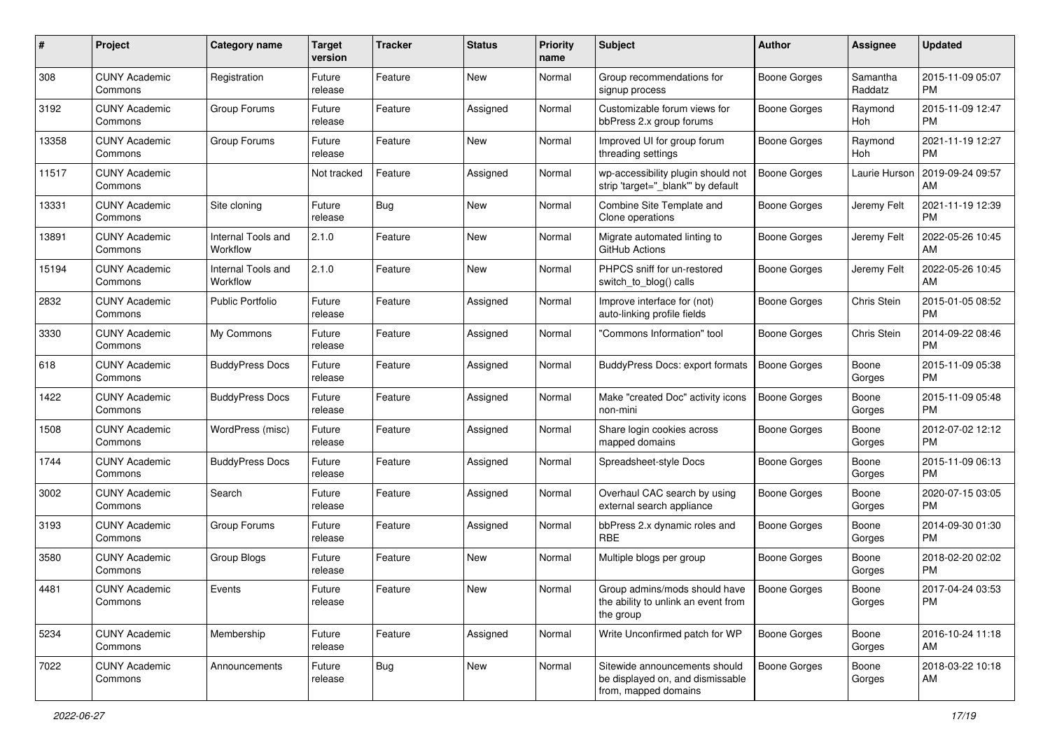| # | Project | Category name | Target version | Tracker | Status | Priority name | Subject | Author | Assignee | Updated |
|---|---|---|---|---|---|---|---|---|---|---|
| 308 | CUNY Academic Commons | Registration | Future release | Feature | New | Normal | Group recommendations for signup process | Boone Gorges | Samantha Raddatz | 2015-11-09 05:07 PM |
| 3192 | CUNY Academic Commons | Group Forums | Future release | Feature | Assigned | Normal | Customizable forum views for bbPress 2.x group forums | Boone Gorges | Raymond Hoh | 2015-11-09 12:47 PM |
| 13358 | CUNY Academic Commons | Group Forums | Future release | Feature | New | Normal | Improved UI for group forum threading settings | Boone Gorges | Raymond Hoh | 2021-11-19 12:27 PM |
| 11517 | CUNY Academic Commons | | Not tracked | Feature | Assigned | Normal | wp-accessibility plugin should not strip 'target="_blank"' by default | Boone Gorges | Laurie Hurson | 2019-09-24 09:57 AM |
| 13331 | CUNY Academic Commons | Site cloning | Future release | Bug | New | Normal | Combine Site Template and Clone operations | Boone Gorges | Jeremy Felt | 2021-11-19 12:39 PM |
| 13891 | CUNY Academic Commons | Internal Tools and Workflow | 2.1.0 | Feature | New | Normal | Migrate automated linting to GitHub Actions | Boone Gorges | Jeremy Felt | 2022-05-26 10:45 AM |
| 15194 | CUNY Academic Commons | Internal Tools and Workflow | 2.1.0 | Feature | New | Normal | PHPCS sniff for un-restored switch_to_blog() calls | Boone Gorges | Jeremy Felt | 2022-05-26 10:45 AM |
| 2832 | CUNY Academic Commons | Public Portfolio | Future release | Feature | Assigned | Normal | Improve interface for (not) auto-linking profile fields | Boone Gorges | Chris Stein | 2015-01-05 08:52 PM |
| 3330 | CUNY Academic Commons | My Commons | Future release | Feature | Assigned | Normal | "Commons Information" tool | Boone Gorges | Chris Stein | 2014-09-22 08:46 PM |
| 618 | CUNY Academic Commons | BuddyPress Docs | Future release | Feature | Assigned | Normal | BuddyPress Docs: export formats | Boone Gorges | Boone Gorges | 2015-11-09 05:38 PM |
| 1422 | CUNY Academic Commons | BuddyPress Docs | Future release | Feature | Assigned | Normal | Make "created Doc" activity icons non-mini | Boone Gorges | Boone Gorges | 2015-11-09 05:48 PM |
| 1508 | CUNY Academic Commons | WordPress (misc) | Future release | Feature | Assigned | Normal | Share login cookies across mapped domains | Boone Gorges | Boone Gorges | 2012-07-02 12:12 PM |
| 1744 | CUNY Academic Commons | BuddyPress Docs | Future release | Feature | Assigned | Normal | Spreadsheet-style Docs | Boone Gorges | Boone Gorges | 2015-11-09 06:13 PM |
| 3002 | CUNY Academic Commons | Search | Future release | Feature | Assigned | Normal | Overhaul CAC search by using external search appliance | Boone Gorges | Boone Gorges | 2020-07-15 03:05 PM |
| 3193 | CUNY Academic Commons | Group Forums | Future release | Feature | Assigned | Normal | bbPress 2.x dynamic roles and RBE | Boone Gorges | Boone Gorges | 2014-09-30 01:30 PM |
| 3580 | CUNY Academic Commons | Group Blogs | Future release | Feature | New | Normal | Multiple blogs per group | Boone Gorges | Boone Gorges | 2018-02-20 02:02 PM |
| 4481 | CUNY Academic Commons | Events | Future release | Feature | New | Normal | Group admins/mods should have the ability to unlink an event from the group | Boone Gorges | Boone Gorges | 2017-04-24 03:53 PM |
| 5234 | CUNY Academic Commons | Membership | Future release | Feature | Assigned | Normal | Write Unconfirmed patch for WP | Boone Gorges | Boone Gorges | 2016-10-24 11:18 AM |
| 7022 | CUNY Academic Commons | Announcements | Future release | Bug | New | Normal | Sitewide announcements should be displayed on, and dismissable from, mapped domains | Boone Gorges | Boone Gorges | 2018-03-22 10:18 AM |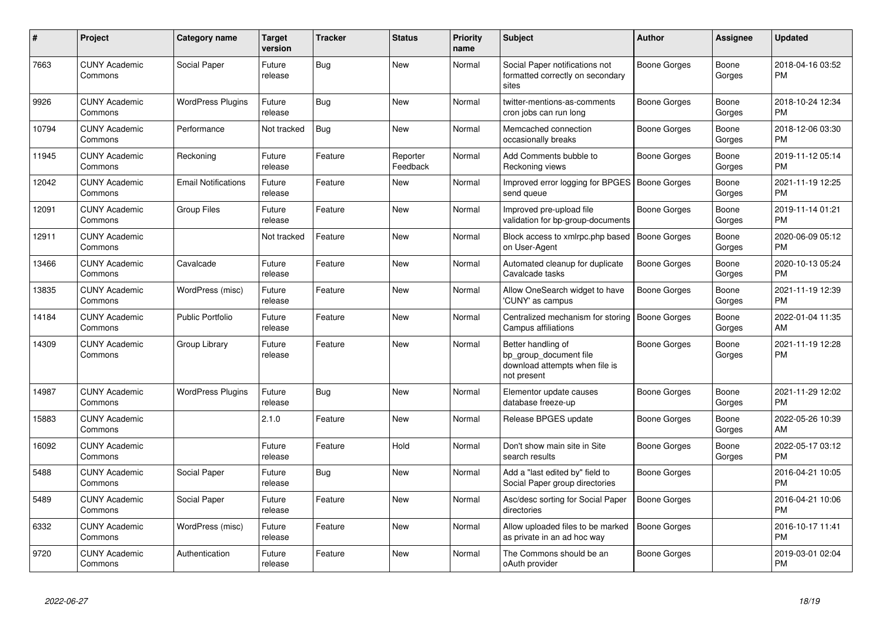| # | Project | Category name | Target version | Tracker | Status | Priority name | Subject | Author | Assignee | Updated |
|---|---|---|---|---|---|---|---|---|---|---|
| 7663 | CUNY Academic Commons | Social Paper | Future release | Bug | New | Normal | Social Paper notifications not formatted correctly on secondary sites | Boone Gorges | Boone Gorges | 2018-04-16 03:52 PM |
| 9926 | CUNY Academic Commons | WordPress Plugins | Future release | Bug | New | Normal | twitter-mentions-as-comments cron jobs can run long | Boone Gorges | Boone Gorges | 2018-10-24 12:34 PM |
| 10794 | CUNY Academic Commons | Performance | Not tracked | Bug | New | Normal | Memcached connection occasionally breaks | Boone Gorges | Boone Gorges | 2018-12-06 03:30 PM |
| 11945 | CUNY Academic Commons | Reckoning | Future release | Feature | Reporter Feedback | Normal | Add Comments bubble to Reckoning views | Boone Gorges | Boone Gorges | 2019-11-12 05:14 PM |
| 12042 | CUNY Academic Commons | Email Notifications | Future release | Feature | New | Normal | Improved error logging for BPGES send queue | Boone Gorges | Boone Gorges | 2021-11-19 12:25 PM |
| 12091 | CUNY Academic Commons | Group Files | Future release | Feature | New | Normal | Improved pre-upload file validation for bp-group-documents | Boone Gorges | Boone Gorges | 2019-11-14 01:21 PM |
| 12911 | CUNY Academic Commons | | Not tracked | Feature | New | Normal | Block access to xmlrpc.php based on User-Agent | Boone Gorges | Boone Gorges | 2020-06-09 05:12 PM |
| 13466 | CUNY Academic Commons | Cavalcade | Future release | Feature | New | Normal | Automated cleanup for duplicate Cavalcade tasks | Boone Gorges | Boone Gorges | 2020-10-13 05:24 PM |
| 13835 | CUNY Academic Commons | WordPress (misc) | Future release | Feature | New | Normal | Allow OneSearch widget to have 'CUNY' as campus | Boone Gorges | Boone Gorges | 2021-11-19 12:39 PM |
| 14184 | CUNY Academic Commons | Public Portfolio | Future release | Feature | New | Normal | Centralized mechanism for storing Campus affiliations | Boone Gorges | Boone Gorges | 2022-01-04 11:35 AM |
| 14309 | CUNY Academic Commons | Group Library | Future release | Feature | New | Normal | Better handling of bp_group_document file download attempts when file is not present | Boone Gorges | Boone Gorges | 2021-11-19 12:28 PM |
| 14987 | CUNY Academic Commons | WordPress Plugins | Future release | Bug | New | Normal | Elementor update causes database freeze-up | Boone Gorges | Boone Gorges | 2021-11-29 12:02 PM |
| 15883 | CUNY Academic Commons | | 2.1.0 | Feature | New | Normal | Release BPGES update | Boone Gorges | Boone Gorges | 2022-05-26 10:39 AM |
| 16092 | CUNY Academic Commons | | Future release | Feature | Hold | Normal | Don't show main site in Site search results | Boone Gorges | Boone Gorges | 2022-05-17 03:12 PM |
| 5488 | CUNY Academic Commons | Social Paper | Future release | Bug | New | Normal | Add a "last edited by" field to Social Paper group directories | Boone Gorges | | 2016-04-21 10:05 PM |
| 5489 | CUNY Academic Commons | Social Paper | Future release | Feature | New | Normal | Asc/desc sorting for Social Paper directories | Boone Gorges | | 2016-04-21 10:06 PM |
| 6332 | CUNY Academic Commons | WordPress (misc) | Future release | Feature | New | Normal | Allow uploaded files to be marked as private in an ad hoc way | Boone Gorges | | 2016-10-17 11:41 PM |
| 9720 | CUNY Academic Commons | Authentication | Future release | Feature | New | Normal | The Commons should be an oAuth provider | Boone Gorges | | 2019-03-01 02:04 PM |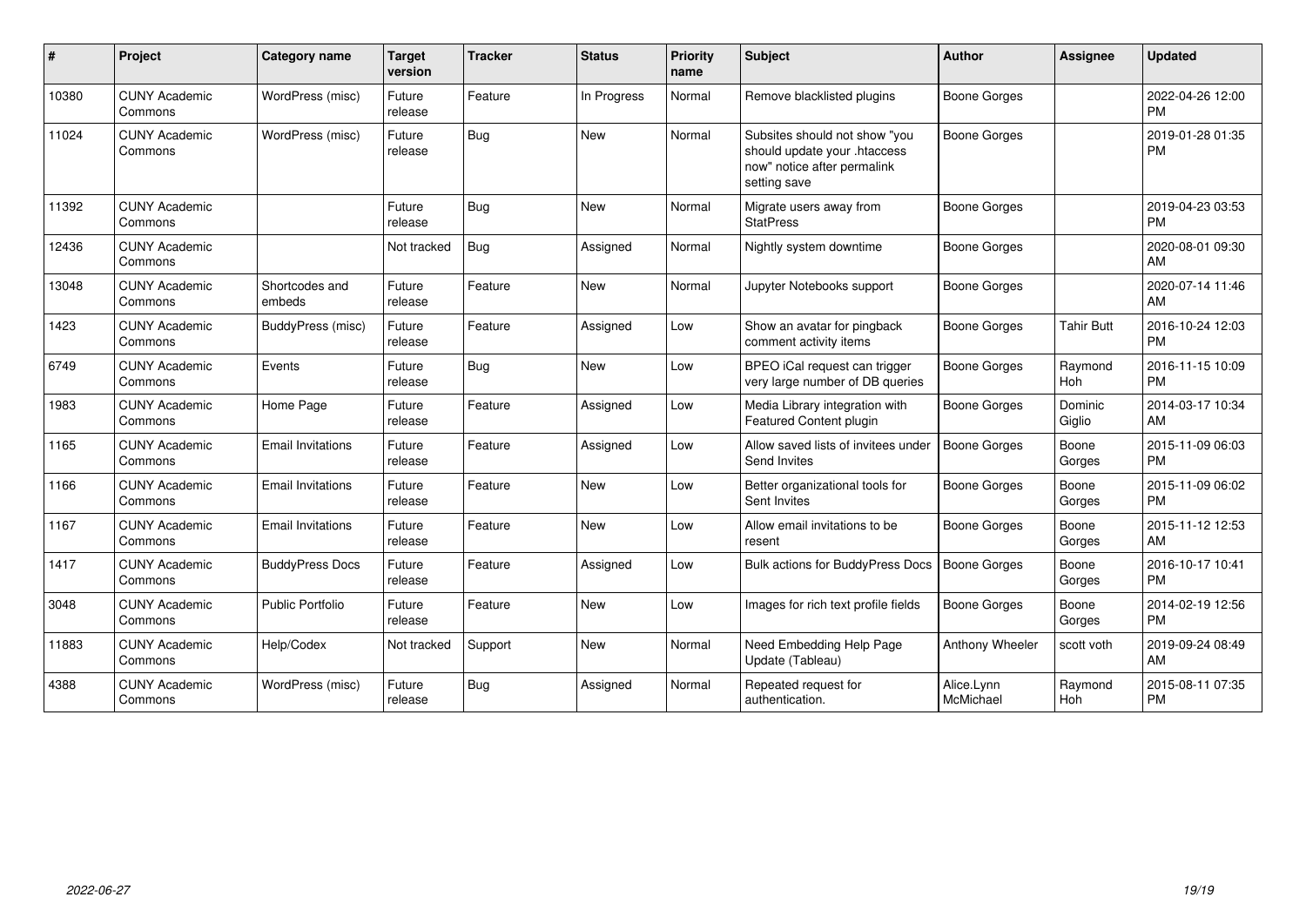| # | Project | Category name | Target version | Tracker | Status | Priority name | Subject | Author | Assignee | Updated |
|---|---|---|---|---|---|---|---|---|---|---|
| 10380 | CUNY Academic Commons | WordPress (misc) | Future release | Feature | In Progress | Normal | Remove blacklisted plugins | Boone Gorges | | 2022-04-26 12:00 PM |
| 11024 | CUNY Academic Commons | WordPress (misc) | Future release | Bug | New | Normal | Subsites should not show "you should update your .htaccess now" notice after permalink setting save | Boone Gorges | | 2019-01-28 01:35 PM |
| 11392 | CUNY Academic Commons | | Future release | Bug | New | Normal | Migrate users away from StatPress | Boone Gorges | | 2019-04-23 03:53 PM |
| 12436 | CUNY Academic Commons | | Not tracked | Bug | Assigned | Normal | Nightly system downtime | Boone Gorges | | 2020-08-01 09:30 AM |
| 13048 | CUNY Academic Commons | Shortcodes and embeds | Future release | Feature | New | Normal | Jupyter Notebooks support | Boone Gorges | | 2020-07-14 11:46 AM |
| 1423 | CUNY Academic Commons | BuddyPress (misc) | Future release | Feature | Assigned | Low | Show an avatar for pingback comment activity items | Boone Gorges | Tahir Butt | 2016-10-24 12:03 PM |
| 6749 | CUNY Academic Commons | Events | Future release | Bug | New | Low | BPEO iCal request can trigger very large number of DB queries | Boone Gorges | Raymond Hoh | 2016-11-15 10:09 PM |
| 1983 | CUNY Academic Commons | Home Page | Future release | Feature | Assigned | Low | Media Library integration with Featured Content plugin | Boone Gorges | Dominic Giglio | 2014-03-17 10:34 AM |
| 1165 | CUNY Academic Commons | Email Invitations | Future release | Feature | Assigned | Low | Allow saved lists of invitees under Send Invites | Boone Gorges | Boone Gorges | 2015-11-09 06:03 PM |
| 1166 | CUNY Academic Commons | Email Invitations | Future release | Feature | New | Low | Better organizational tools for Sent Invites | Boone Gorges | Boone Gorges | 2015-11-09 06:02 PM |
| 1167 | CUNY Academic Commons | Email Invitations | Future release | Feature | New | Low | Allow email invitations to be resent | Boone Gorges | Boone Gorges | 2015-11-12 12:53 AM |
| 1417 | CUNY Academic Commons | BuddyPress Docs | Future release | Feature | Assigned | Low | Bulk actions for BuddyPress Docs | Boone Gorges | Boone Gorges | 2016-10-17 10:41 PM |
| 3048 | CUNY Academic Commons | Public Portfolio | Future release | Feature | New | Low | Images for rich text profile fields | Boone Gorges | Boone Gorges | 2014-02-19 12:56 PM |
| 11883 | CUNY Academic Commons | Help/Codex | Not tracked | Support | New | Normal | Need Embedding Help Page Update (Tableau) | Anthony Wheeler | scott voth | 2019-09-24 08:49 AM |
| 4388 | CUNY Academic Commons | WordPress (misc) | Future release | Bug | Assigned | Normal | Repeated request for authentication. | Alice.Lynn McMichael | Raymond Hoh | 2015-08-11 07:35 PM |